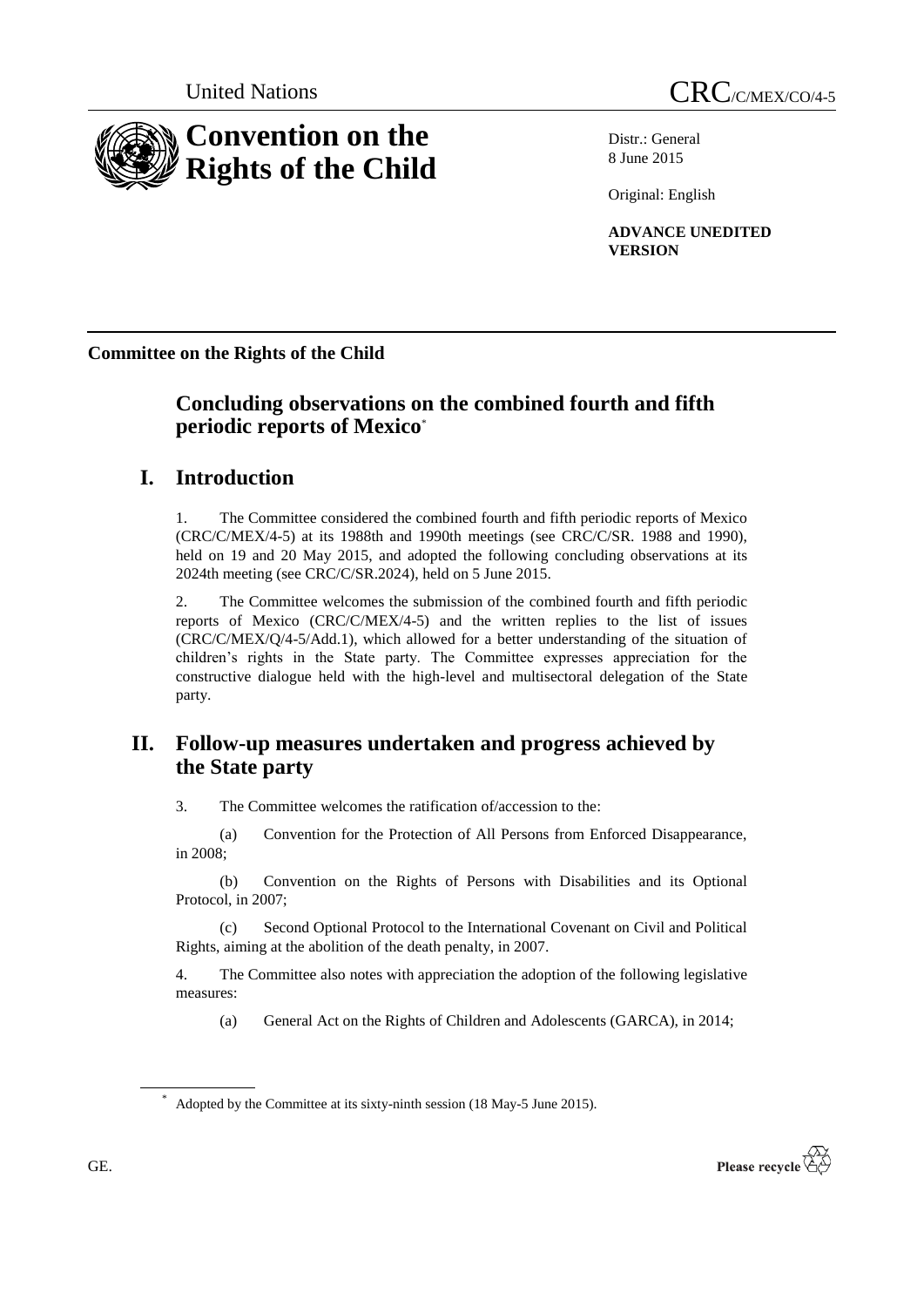United Nations CRC/C/MEX/CO/4-5

# Convention on the Rights of the Child

Distr.: General
8 June 2015

Original: English

**ADVANCE UNEDITED VERSION**

**Committee on the Rights of the Child**

## Concluding observations on the combined fourth and fifth periodic reports of Mexico*

## I. Introduction

1. The Committee considered the combined fourth and fifth periodic reports of Mexico (CRC/C/MEX/4-5) at its 1988th and 1990th meetings (see CRC/C/SR. 1988 and 1990), held on 19 and 20 May 2015, and adopted the following concluding observations at its 2024th meeting (see CRC/C/SR.2024), held on 5 June 2015.

2. The Committee welcomes the submission of the combined fourth and fifth periodic reports of Mexico (CRC/C/MEX/4-5) and the written replies to the list of issues (CRC/C/MEX/Q/4-5/Add.1), which allowed for a better understanding of the situation of children's rights in the State party. The Committee expresses appreciation for the constructive dialogue held with the high-level and multisectoral delegation of the State party.

## II. Follow-up measures undertaken and progress achieved by the State party

3. The Committee welcomes the ratification of/accession to the:

(a) Convention for the Protection of All Persons from Enforced Disappearance, in 2008;

(b) Convention on the Rights of Persons with Disabilities and its Optional Protocol, in 2007;

(c) Second Optional Protocol to the International Covenant on Civil and Political Rights, aiming at the abolition of the death penalty, in 2007.

4. The Committee also notes with appreciation the adoption of the following legislative measures:

(a) General Act on the Rights of Children and Adolescents (GARCA), in 2014;

\* Adopted by the Committee at its sixty-ninth session (18 May-5 June 2015).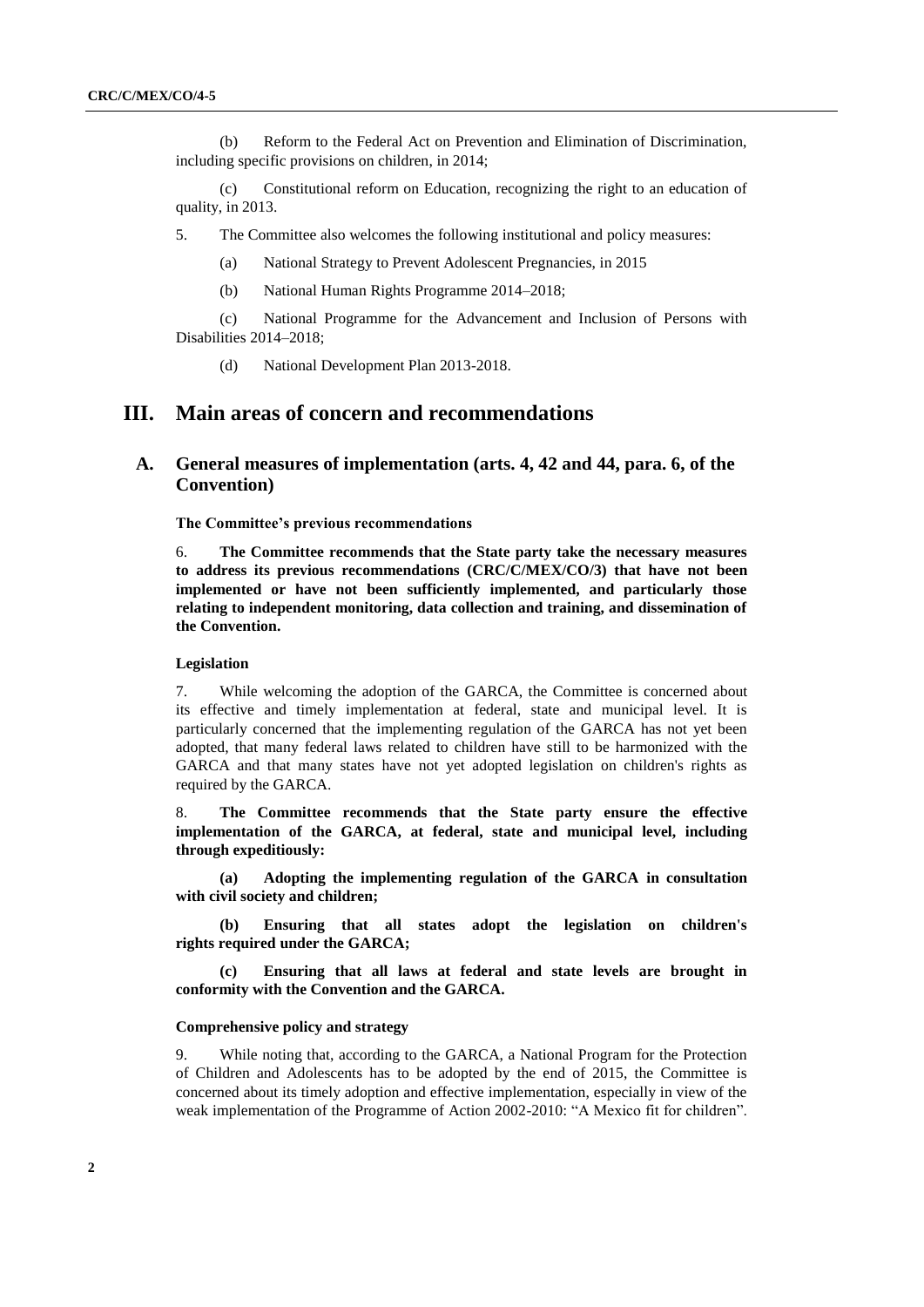(b) Reform to the Federal Act on Prevention and Elimination of Discrimination, including specific provisions on children, in 2014;

(c) Constitutional reform on Education, recognizing the right to an education of quality, in 2013.

5. The Committee also welcomes the following institutional and policy measures:

(a) National Strategy to Prevent Adolescent Pregnancies, in 2015

(b) National Human Rights Programme 2014–2018;

(c) National Programme for the Advancement and Inclusion of Persons with Disabilities 2014–2018;

(d) National Development Plan 2013-2018.

# III. Main areas of concern and recommendations

## A. General measures of implementation (arts. 4, 42 and 44, para. 6, of the Convention)

#### The Committee's previous recommendations

6. **The Committee recommends that the State party take the necessary measures to address its previous recommendations (CRC/C/MEX/CO/3) that have not been implemented or have not been sufficiently implemented, and particularly those relating to independent monitoring, data collection and training, and dissemination of the Convention.**

#### Legislation

7. While welcoming the adoption of the GARCA, the Committee is concerned about its effective and timely implementation at federal, state and municipal level. It is particularly concerned that the implementing regulation of the GARCA has not yet been adopted, that many federal laws related to children have still to be harmonized with the GARCA and that many states have not yet adopted legislation on children's rights as required by the GARCA.

8. **The Committee recommends that the State party ensure the effective implementation of the GARCA, at federal, state and municipal level, including through expeditiously:**

**(a) Adopting the implementing regulation of the GARCA in consultation with civil society and children;**

**(b) Ensuring that all states adopt the legislation on children's rights required under the GARCA;**

**(c) Ensuring that all laws at federal and state levels are brought in conformity with the Convention and the GARCA.**

#### Comprehensive policy and strategy

9. While noting that, according to the GARCA, a National Program for the Protection of Children and Adolescents has to be adopted by the end of 2015, the Committee is concerned about its timely adoption and effective implementation, especially in view of the weak implementation of the Programme of Action 2002-2010: "A Mexico fit for children".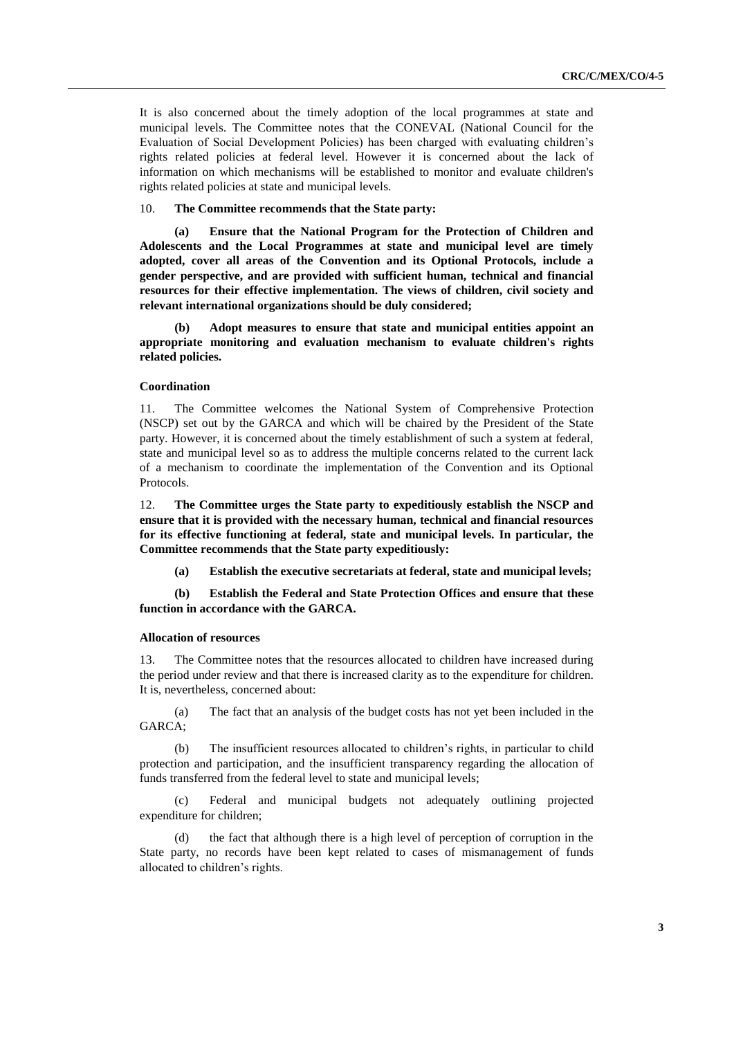It is also concerned about the timely adoption of the local programmes at state and municipal levels. The Committee notes that the CONEVAL (National Council for the Evaluation of Social Development Policies) has been charged with evaluating children's rights related policies at federal level. However it is concerned about the lack of information on which mechanisms will be established to monitor and evaluate children's rights related policies at state and municipal levels.

10. **The Committee recommends that the State party:**

**(a) Ensure that the National Program for the Protection of Children and Adolescents and the Local Programmes at state and municipal level are timely adopted, cover all areas of the Convention and its Optional Protocols, include a gender perspective, and are provided with sufficient human, technical and financial resources for their effective implementation. The views of children, civil society and relevant international organizations should be duly considered;**

**(b) Adopt measures to ensure that state and municipal entities appoint an appropriate monitoring and evaluation mechanism to evaluate children's rights related policies.**

### Coordination

11. The Committee welcomes the National System of Comprehensive Protection (NSCP) set out by the GARCA and which will be chaired by the President of the State party. However, it is concerned about the timely establishment of such a system at federal, state and municipal level so as to address the multiple concerns related to the current lack of a mechanism to coordinate the implementation of the Convention and its Optional Protocols.

12. **The Committee urges the State party to expeditiously establish the NSCP and ensure that it is provided with the necessary human, technical and financial resources for its effective functioning at federal, state and municipal levels. In particular, the Committee recommends that the State party expeditiously:**

**(a) Establish the executive secretariats at federal, state and municipal levels;**

**(b) Establish the Federal and State Protection Offices and ensure that these function in accordance with the GARCA.**

### Allocation of resources

13. The Committee notes that the resources allocated to children have increased during the period under review and that there is increased clarity as to the expenditure for children. It is, nevertheless, concerned about:

(a) The fact that an analysis of the budget costs has not yet been included in the GARCA;

(b) The insufficient resources allocated to children's rights, in particular to child protection and participation, and the insufficient transparency regarding the allocation of funds transferred from the federal level to state and municipal levels;

(c) Federal and municipal budgets not adequately outlining projected expenditure for children;

(d) the fact that although there is a high level of perception of corruption in the State party, no records have been kept related to cases of mismanagement of funds allocated to children's rights.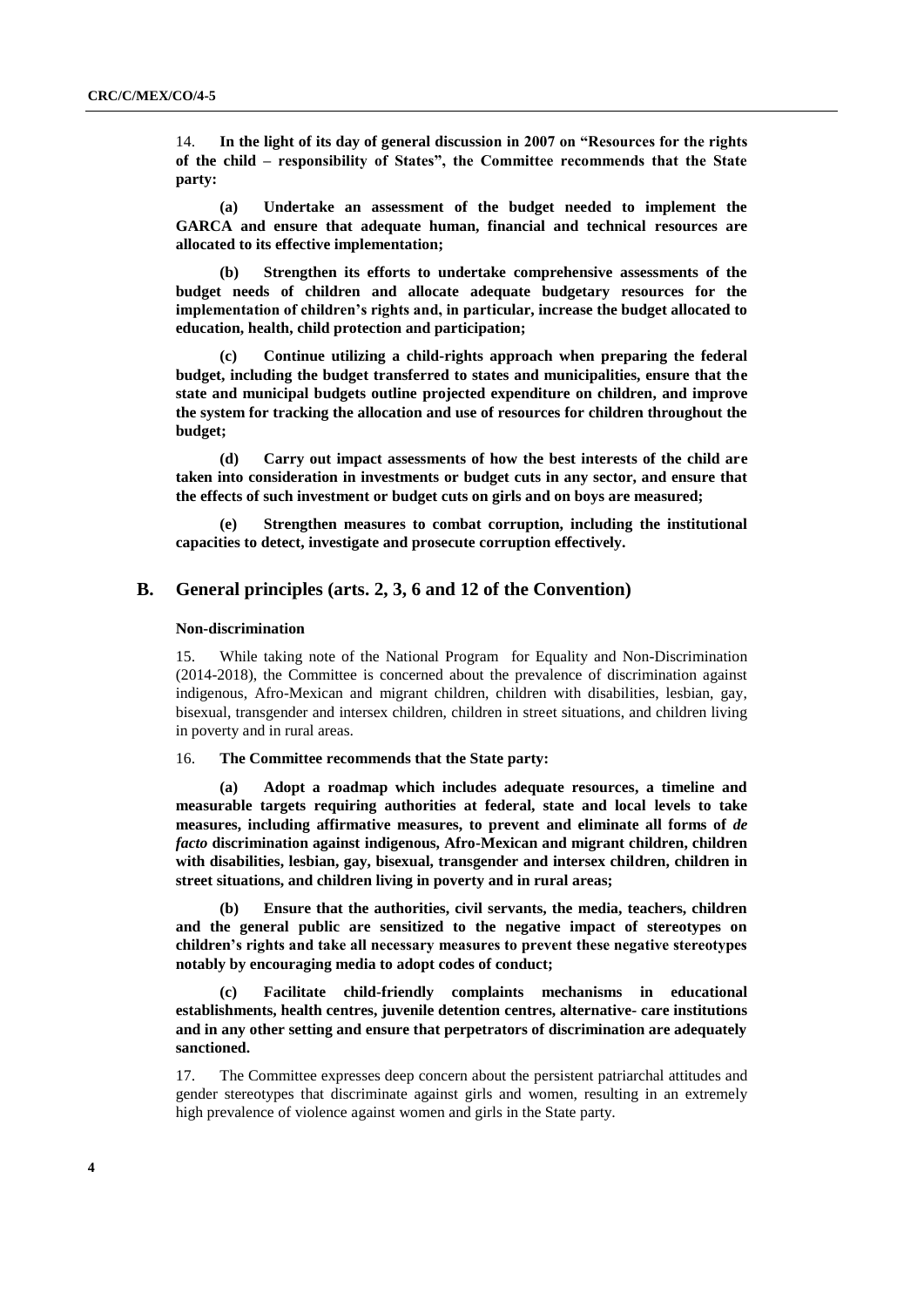14. **In the light of its day of general discussion in 2007 on "Resources for the rights of the child – responsibility of States", the Committee recommends that the State party:**

**(a) Undertake an assessment of the budget needed to implement the GARCA and ensure that adequate human, financial and technical resources are allocated to its effective implementation;**

**(b) Strengthen its efforts to undertake comprehensive assessments of the budget needs of children and allocate adequate budgetary resources for the implementation of children's rights and, in particular, increase the budget allocated to education, health, child protection and participation;**

**(c) Continue utilizing a child-rights approach when preparing the federal budget, including the budget transferred to states and municipalities, ensure that the state and municipal budgets outline projected expenditure on children, and improve the system for tracking the allocation and use of resources for children throughout the budget;**

**(d) Carry out impact assessments of how the best interests of the child are taken into consideration in investments or budget cuts in any sector, and ensure that the effects of such investment or budget cuts on girls and on boys are measured;**

**(e) Strengthen measures to combat corruption, including the institutional capacities to detect, investigate and prosecute corruption effectively.**

## B. General principles (arts. 2, 3, 6 and 12 of the Convention)

### Non-discrimination

15. While taking note of the National Program for Equality and Non-Discrimination (2014-2018), the Committee is concerned about the prevalence of discrimination against indigenous, Afro-Mexican and migrant children, children with disabilities, lesbian, gay, bisexual, transgender and intersex children, children in street situations, and children living in poverty and in rural areas.

16. **The Committee recommends that the State party:**

**(a) Adopt a roadmap which includes adequate resources, a timeline and measurable targets requiring authorities at federal, state and local levels to take measures, including affirmative measures, to prevent and eliminate all forms of *de facto* discrimination against indigenous, Afro-Mexican and migrant children, children with disabilities, lesbian, gay, bisexual, transgender and intersex children, children in street situations, and children living in poverty and in rural areas;**

**(b) Ensure that the authorities, civil servants, the media, teachers, children and the general public are sensitized to the negative impact of stereotypes on children's rights and take all necessary measures to prevent these negative stereotypes notably by encouraging media to adopt codes of conduct;**

**(c) Facilitate child-friendly complaints mechanisms in educational establishments, health centres, juvenile detention centres, alternative- care institutions and in any other setting and ensure that perpetrators of discrimination are adequately sanctioned.**

17. The Committee expresses deep concern about the persistent patriarchal attitudes and gender stereotypes that discriminate against girls and women, resulting in an extremely high prevalence of violence against women and girls in the State party.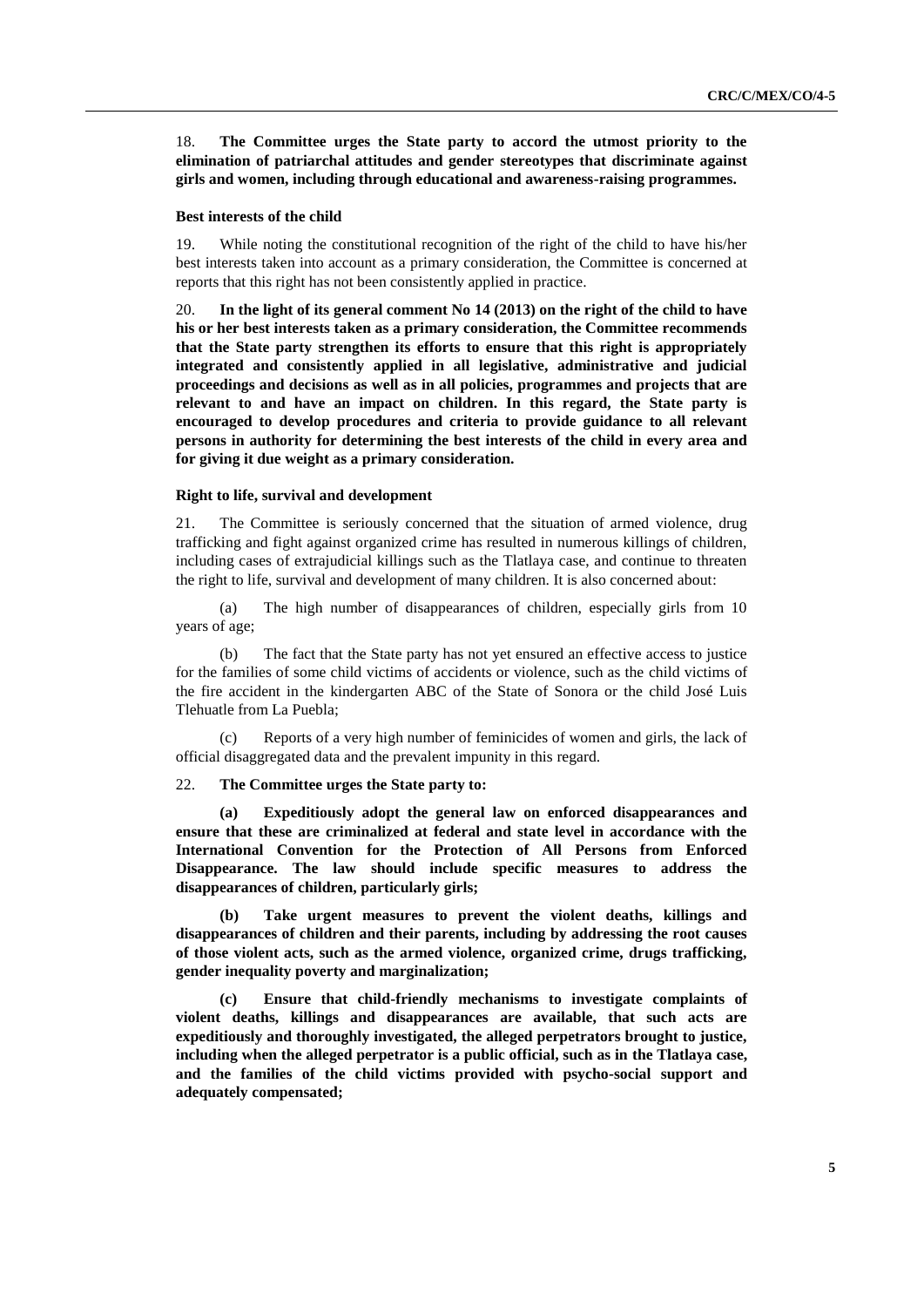18. **The Committee urges the State party to accord the utmost priority to the elimination of patriarchal attitudes and gender stereotypes that discriminate against girls and women, including through educational and awareness-raising programmes.**

### Best interests of the child

19. While noting the constitutional recognition of the right of the child to have his/her best interests taken into account as a primary consideration, the Committee is concerned at reports that this right has not been consistently applied in practice.

20. **In the light of its general comment No 14 (2013) on the right of the child to have his or her best interests taken as a primary consideration, the Committee recommends that the State party strengthen its efforts to ensure that this right is appropriately integrated and consistently applied in all legislative, administrative and judicial proceedings and decisions as well as in all policies, programmes and projects that are relevant to and have an impact on children. In this regard, the State party is encouraged to develop procedures and criteria to provide guidance to all relevant persons in authority for determining the best interests of the child in every area and for giving it due weight as a primary consideration.**

### Right to life, survival and development

21. The Committee is seriously concerned that the situation of armed violence, drug trafficking and fight against organized crime has resulted in numerous killings of children, including cases of extrajudicial killings such as the Tlatlaya case, and continue to threaten the right to life, survival and development of many children. It is also concerned about:

(a) The high number of disappearances of children, especially girls from 10 years of age;

(b) The fact that the State party has not yet ensured an effective access to justice for the families of some child victims of accidents or violence, such as the child victims of the fire accident in the kindergarten ABC of the State of Sonora or the child José Luis Tlehuatle from La Puebla;

(c) Reports of a very high number of feminicides of women and girls, the lack of official disaggregated data and the prevalent impunity in this regard.

22. **The Committee urges the State party to:**

**(a) Expeditiously adopt the general law on enforced disappearances and ensure that these are criminalized at federal and state level in accordance with the International Convention for the Protection of All Persons from Enforced Disappearance. The law should include specific measures to address the disappearances of children, particularly girls;**

**(b) Take urgent measures to prevent the violent deaths, killings and disappearances of children and their parents, including by addressing the root causes of those violent acts, such as the armed violence, organized crime, drugs trafficking, gender inequality poverty and marginalization;**

**(c) Ensure that child-friendly mechanisms to investigate complaints of violent deaths, killings and disappearances are available, that such acts are expeditiously and thoroughly investigated, the alleged perpetrators brought to justice, including when the alleged perpetrator is a public official, such as in the Tlatlaya case, and the families of the child victims provided with psycho-social support and adequately compensated;**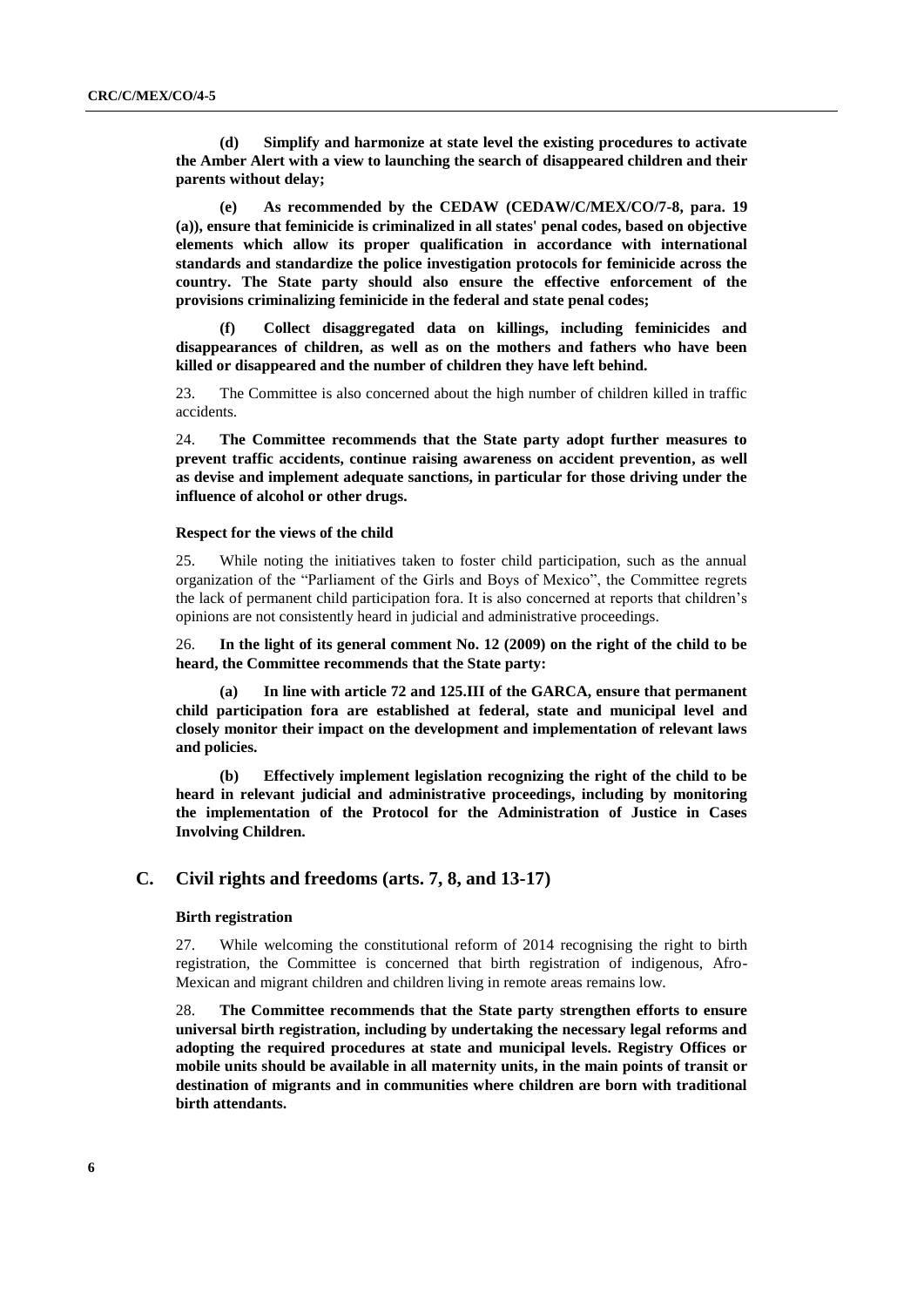**(d) Simplify and harmonize at state level the existing procedures to activate the Amber Alert with a view to launching the search of disappeared children and their parents without delay;**

**(e) As recommended by the CEDAW (CEDAW/C/MEX/CO/7-8, para. 19 (a)), ensure that feminicide is criminalized in all states' penal codes, based on objective elements which allow its proper qualification in accordance with international standards and standardize the police investigation protocols for feminicide across the country. The State party should also ensure the effective enforcement of the provisions criminalizing feminicide in the federal and state penal codes;**

**(f) Collect disaggregated data on killings, including feminicides and disappearances of children, as well as on the mothers and fathers who have been killed or disappeared and the number of children they have left behind.**

23. The Committee is also concerned about the high number of children killed in traffic accidents.

24. **The Committee recommends that the State party adopt further measures to prevent traffic accidents, continue raising awareness on accident prevention, as well as devise and implement adequate sanctions, in particular for those driving under the influence of alcohol or other drugs.**

#### Respect for the views of the child

25. While noting the initiatives taken to foster child participation, such as the annual organization of the "Parliament of the Girls and Boys of Mexico", the Committee regrets the lack of permanent child participation fora. It is also concerned at reports that children's opinions are not consistently heard in judicial and administrative proceedings.

26. **In the light of its general comment No. 12 (2009) on the right of the child to be heard, the Committee recommends that the State party:**

**(a) In line with article 72 and 125.III of the GARCA, ensure that permanent child participation fora are established at federal, state and municipal level and closely monitor their impact on the development and implementation of relevant laws and policies.**

**(b) Effectively implement legislation recognizing the right of the child to be heard in relevant judicial and administrative proceedings, including by monitoring the implementation of the Protocol for the Administration of Justice in Cases Involving Children.**

## C. Civil rights and freedoms (arts. 7, 8, and 13-17)

#### Birth registration

27. While welcoming the constitutional reform of 2014 recognising the right to birth registration, the Committee is concerned that birth registration of indigenous, Afro-Mexican and migrant children and children living in remote areas remains low.

28. **The Committee recommends that the State party strengthen efforts to ensure universal birth registration, including by undertaking the necessary legal reforms and adopting the required procedures at state and municipal levels. Registry Offices or mobile units should be available in all maternity units, in the main points of transit or destination of migrants and in communities where children are born with traditional birth attendants.**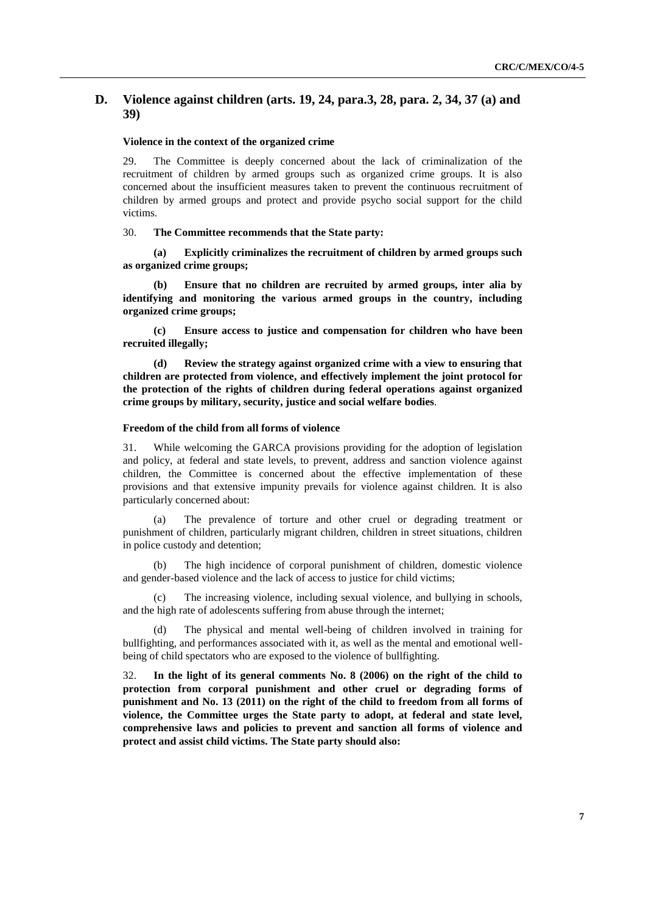## D. Violence against children (arts. 19, 24, para.3, 28, para. 2, 34, 37 (a) and 39)

#### Violence in the context of the organized crime

29. The Committee is deeply concerned about the lack of criminalization of the recruitment of children by armed groups such as organized crime groups. It is also concerned about the insufficient measures taken to prevent the continuous recruitment of children by armed groups and protect and provide psycho social support for the child victims.

30. **The Committee recommends that the State party:**

**(a) Explicitly criminalizes the recruitment of children by armed groups such as organized crime groups;**

**(b) Ensure that no children are recruited by armed groups, inter alia by identifying and monitoring the various armed groups in the country, including organized crime groups;**

**(c) Ensure access to justice and compensation for children who have been recruited illegally;**

**(d) Review the strategy against organized crime with a view to ensuring that children are protected from violence, and effectively implement the joint protocol for the protection of the rights of children during federal operations against organized crime groups by military, security, justice and social welfare bodies**.

#### Freedom of the child from all forms of violence

31. While welcoming the GARCA provisions providing for the adoption of legislation and policy, at federal and state levels, to prevent, address and sanction violence against children, the Committee is concerned about the effective implementation of these provisions and that extensive impunity prevails for violence against children. It is also particularly concerned about:

(a) The prevalence of torture and other cruel or degrading treatment or punishment of children, particularly migrant children, children in street situations, children in police custody and detention;

(b) The high incidence of corporal punishment of children, domestic violence and gender-based violence and the lack of access to justice for child victims;

(c) The increasing violence, including sexual violence, and bullying in schools, and the high rate of adolescents suffering from abuse through the internet;

(d) The physical and mental well-being of children involved in training for bullfighting, and performances associated with it, as well as the mental and emotional well-being of child spectators who are exposed to the violence of bullfighting.

32. **In the light of its general comments No. 8 (2006) on the right of the child to protection from corporal punishment and other cruel or degrading forms of punishment and No. 13 (2011) on the right of the child to freedom from all forms of violence, the Committee urges the State party to adopt, at federal and state level, comprehensive laws and policies to prevent and sanction all forms of violence and protect and assist child victims. The State party should also:**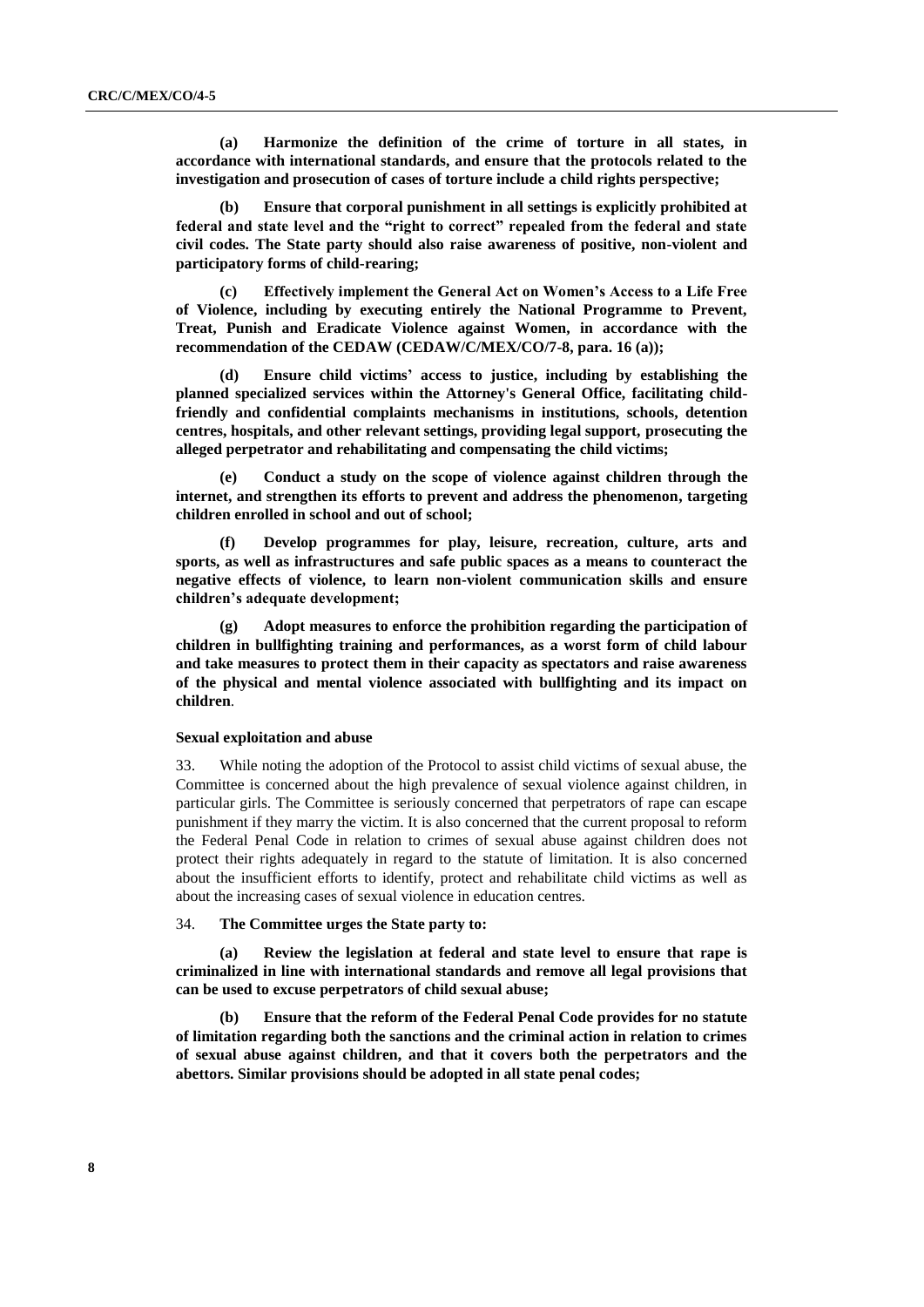**(a) Harmonize the definition of the crime of torture in all states, in accordance with international standards, and ensure that the protocols related to the investigation and prosecution of cases of torture include a child rights perspective;**

**(b) Ensure that corporal punishment in all settings is explicitly prohibited at federal and state level and the "right to correct" repealed from the federal and state civil codes. The State party should also raise awareness of positive, non-violent and participatory forms of child-rearing;**

**(c) Effectively implement the General Act on Women's Access to a Life Free of Violence, including by executing entirely the National Programme to Prevent, Treat, Punish and Eradicate Violence against Women, in accordance with the recommendation of the CEDAW (CEDAW/C/MEX/CO/7-8, para. 16 (a));**

**(d) Ensure child victims' access to justice, including by establishing the planned specialized services within the Attorney's General Office, facilitating child-friendly and confidential complaints mechanisms in institutions, schools, detention centres, hospitals, and other relevant settings, providing legal support, prosecuting the alleged perpetrator and rehabilitating and compensating the child victims;**

**(e) Conduct a study on the scope of violence against children through the internet, and strengthen its efforts to prevent and address the phenomenon, targeting children enrolled in school and out of school;**

**(f) Develop programmes for play, leisure, recreation, culture, arts and sports, as well as infrastructures and safe public spaces as a means to counteract the negative effects of violence, to learn non-violent communication skills and ensure children's adequate development;**

**(g) Adopt measures to enforce the prohibition regarding the participation of children in bullfighting training and performances, as a worst form of child labour and take measures to protect them in their capacity as spectators and raise awareness of the physical and mental violence associated with bullfighting and its impact on children**.

### Sexual exploitation and abuse

33. While noting the adoption of the Protocol to assist child victims of sexual abuse, the Committee is concerned about the high prevalence of sexual violence against children, in particular girls. The Committee is seriously concerned that perpetrators of rape can escape punishment if they marry the victim. It is also concerned that the current proposal to reform the Federal Penal Code in relation to crimes of sexual abuse against children does not protect their rights adequately in regard to the statute of limitation. It is also concerned about the insufficient efforts to identify, protect and rehabilitate child victims as well as about the increasing cases of sexual violence in education centres.

34. **The Committee urges the State party to:**

**(a) Review the legislation at federal and state level to ensure that rape is criminalized in line with international standards and remove all legal provisions that can be used to excuse perpetrators of child sexual abuse;**

**(b) Ensure that the reform of the Federal Penal Code provides for no statute of limitation regarding both the sanctions and the criminal action in relation to crimes of sexual abuse against children, and that it covers both the perpetrators and the abettors. Similar provisions should be adopted in all state penal codes;**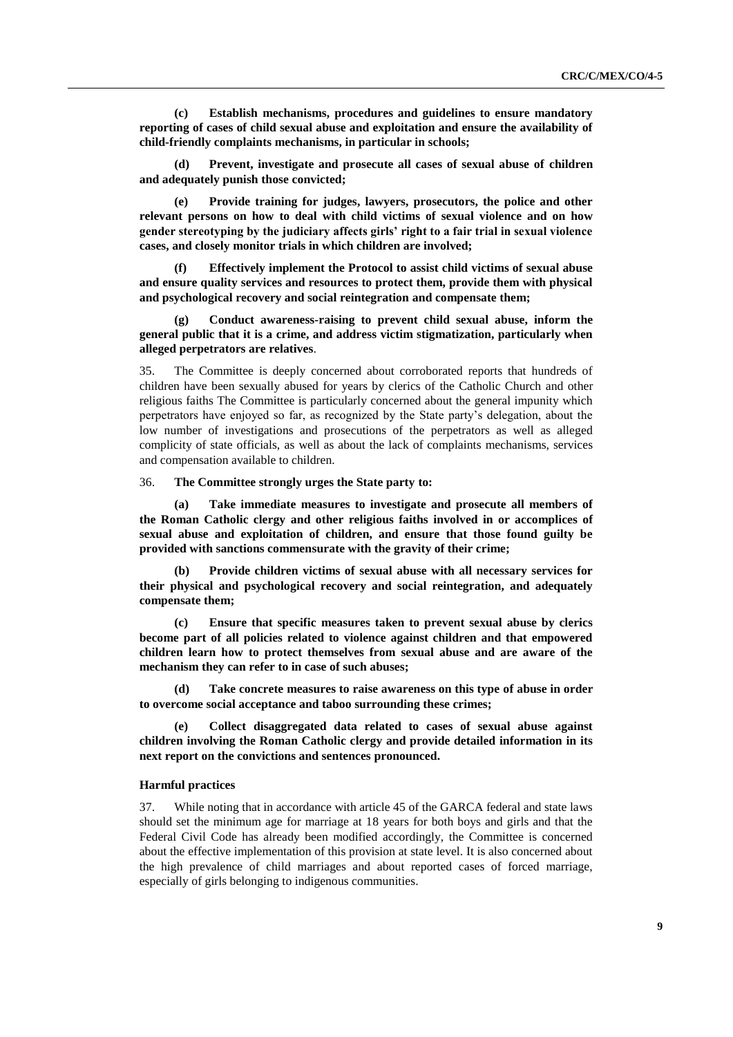**(c) Establish mechanisms, procedures and guidelines to ensure mandatory reporting of cases of child sexual abuse and exploitation and ensure the availability of child-friendly complaints mechanisms, in particular in schools;**

**(d) Prevent, investigate and prosecute all cases of sexual abuse of children and adequately punish those convicted;**

**(e) Provide training for judges, lawyers, prosecutors, the police and other relevant persons on how to deal with child victims of sexual violence and on how gender stereotyping by the judiciary affects girls' right to a fair trial in sexual violence cases, and closely monitor trials in which children are involved;**

**(f) Effectively implement the Protocol to assist child victims of sexual abuse and ensure quality services and resources to protect them, provide them with physical and psychological recovery and social reintegration and compensate them;**

**(g) Conduct awareness-raising to prevent child sexual abuse, inform the general public that it is a crime, and address victim stigmatization, particularly when alleged perpetrators are relatives**.

35. The Committee is deeply concerned about corroborated reports that hundreds of children have been sexually abused for years by clerics of the Catholic Church and other religious faiths The Committee is particularly concerned about the general impunity which perpetrators have enjoyed so far, as recognized by the State party's delegation, about the low number of investigations and prosecutions of the perpetrators as well as alleged complicity of state officials, as well as about the lack of complaints mechanisms, services and compensation available to children.

36. **The Committee strongly urges the State party to:**

**(a) Take immediate measures to investigate and prosecute all members of the Roman Catholic clergy and other religious faiths involved in or accomplices of sexual abuse and exploitation of children, and ensure that those found guilty be provided with sanctions commensurate with the gravity of their crime;**

**(b) Provide children victims of sexual abuse with all necessary services for their physical and psychological recovery and social reintegration, and adequately compensate them;**

**(c) Ensure that specific measures taken to prevent sexual abuse by clerics become part of all policies related to violence against children and that empowered children learn how to protect themselves from sexual abuse and are aware of the mechanism they can refer to in case of such abuses;**

**(d) Take concrete measures to raise awareness on this type of abuse in order to overcome social acceptance and taboo surrounding these crimes;**

**(e) Collect disaggregated data related to cases of sexual abuse against children involving the Roman Catholic clergy and provide detailed information in its next report on the convictions and sentences pronounced.**

### Harmful practices

37. While noting that in accordance with article 45 of the GARCA federal and state laws should set the minimum age for marriage at 18 years for both boys and girls and that the Federal Civil Code has already been modified accordingly, the Committee is concerned about the effective implementation of this provision at state level. It is also concerned about the high prevalence of child marriages and about reported cases of forced marriage, especially of girls belonging to indigenous communities.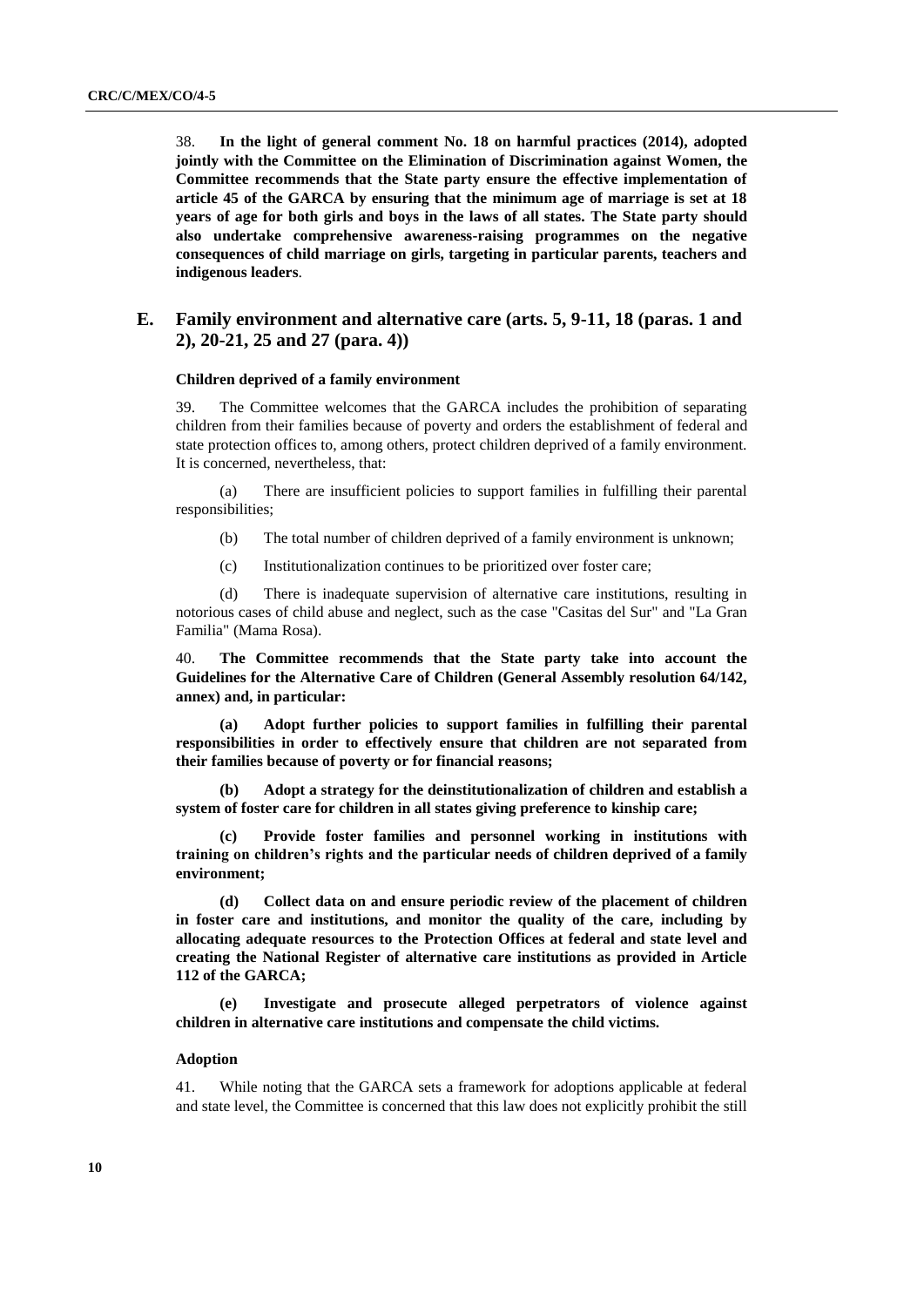38. **In the light of general comment No. 18 on harmful practices (2014), adopted jointly with the Committee on the Elimination of Discrimination against Women, the Committee recommends that the State party ensure the effective implementation of article 45 of the GARCA by ensuring that the minimum age of marriage is set at 18 years of age for both girls and boys in the laws of all states. The State party should also undertake comprehensive awareness-raising programmes on the negative consequences of child marriage on girls, targeting in particular parents, teachers and indigenous leaders**.

## E. Family environment and alternative care (arts. 5, 9-11, 18 (paras. 1 and 2), 20-21, 25 and 27 (para. 4))

### Children deprived of a family environment

39. The Committee welcomes that the GARCA includes the prohibition of separating children from their families because of poverty and orders the establishment of federal and state protection offices to, among others, protect children deprived of a family environment. It is concerned, nevertheless, that:

(a) There are insufficient policies to support families in fulfilling their parental responsibilities;

(b) The total number of children deprived of a family environment is unknown;

(c) Institutionalization continues to be prioritized over foster care;

(d) There is inadequate supervision of alternative care institutions, resulting in notorious cases of child abuse and neglect, such as the case "Casitas del Sur" and "La Gran Familia" (Mama Rosa).

40. **The Committee recommends that the State party take into account the Guidelines for the Alternative Care of Children (General Assembly resolution 64/142, annex) and, in particular:**

**(a) Adopt further policies to support families in fulfilling their parental responsibilities in order to effectively ensure that children are not separated from their families because of poverty or for financial reasons;**

**(b) Adopt a strategy for the deinstitutionalization of children and establish a system of foster care for children in all states giving preference to kinship care;**

**(c) Provide foster families and personnel working in institutions with training on children's rights and the particular needs of children deprived of a family environment;**

**(d) Collect data on and ensure periodic review of the placement of children in foster care and institutions, and monitor the quality of the care, including by allocating adequate resources to the Protection Offices at federal and state level and creating the National Register of alternative care institutions as provided in Article 112 of the GARCA;**

**(e) Investigate and prosecute alleged perpetrators of violence against children in alternative care institutions and compensate the child victims.**

### Adoption

41. While noting that the GARCA sets a framework for adoptions applicable at federal and state level, the Committee is concerned that this law does not explicitly prohibit the still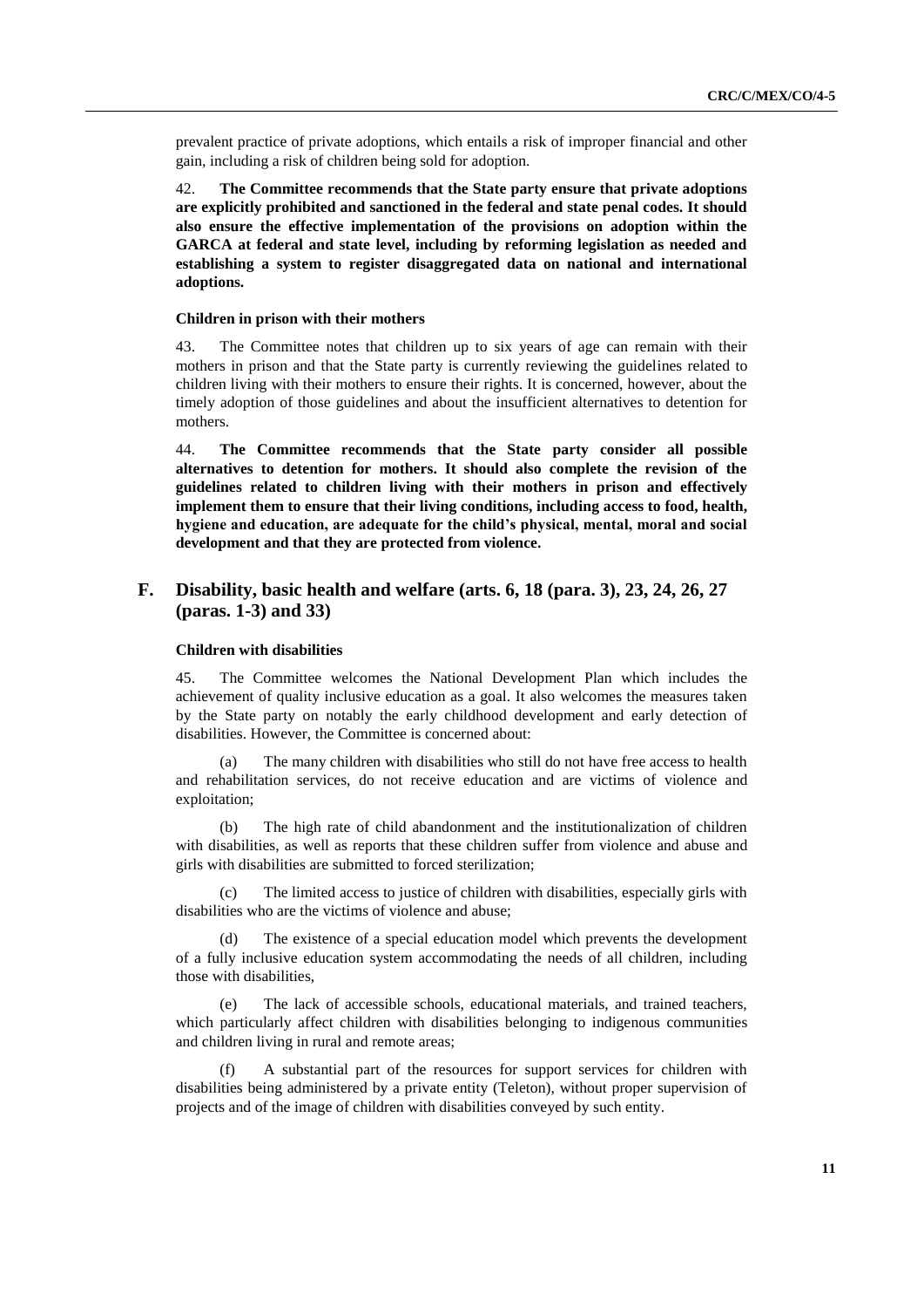prevalent practice of private adoptions, which entails a risk of improper financial and other gain, including a risk of children being sold for adoption.

42. **The Committee recommends that the State party ensure that private adoptions are explicitly prohibited and sanctioned in the federal and state penal codes. It should also ensure the effective implementation of the provisions on adoption within the GARCA at federal and state level, including by reforming legislation as needed and establishing a system to register disaggregated data on national and international adoptions.**

#### Children in prison with their mothers

43. The Committee notes that children up to six years of age can remain with their mothers in prison and that the State party is currently reviewing the guidelines related to children living with their mothers to ensure their rights. It is concerned, however, about the timely adoption of those guidelines and about the insufficient alternatives to detention for mothers.

44. **The Committee recommends that the State party consider all possible alternatives to detention for mothers. It should also complete the revision of the guidelines related to children living with their mothers in prison and effectively implement them to ensure that their living conditions, including access to food, health, hygiene and education, are adequate for the child's physical, mental, moral and social development and that they are protected from violence.**

## F. Disability, basic health and welfare (arts. 6, 18 (para. 3), 23, 24, 26, 27 (paras. 1-3) and 33)

#### Children with disabilities

45. The Committee welcomes the National Development Plan which includes the achievement of quality inclusive education as a goal. It also welcomes the measures taken by the State party on notably the early childhood development and early detection of disabilities. However, the Committee is concerned about:

(a) The many children with disabilities who still do not have free access to health and rehabilitation services, do not receive education and are victims of violence and exploitation;

(b) The high rate of child abandonment and the institutionalization of children with disabilities, as well as reports that these children suffer from violence and abuse and girls with disabilities are submitted to forced sterilization;

(c) The limited access to justice of children with disabilities, especially girls with disabilities who are the victims of violence and abuse;

(d) The existence of a special education model which prevents the development of a fully inclusive education system accommodating the needs of all children, including those with disabilities,

(e) The lack of accessible schools, educational materials, and trained teachers, which particularly affect children with disabilities belonging to indigenous communities and children living in rural and remote areas;

(f) A substantial part of the resources for support services for children with disabilities being administered by a private entity (Teleton), without proper supervision of projects and of the image of children with disabilities conveyed by such entity.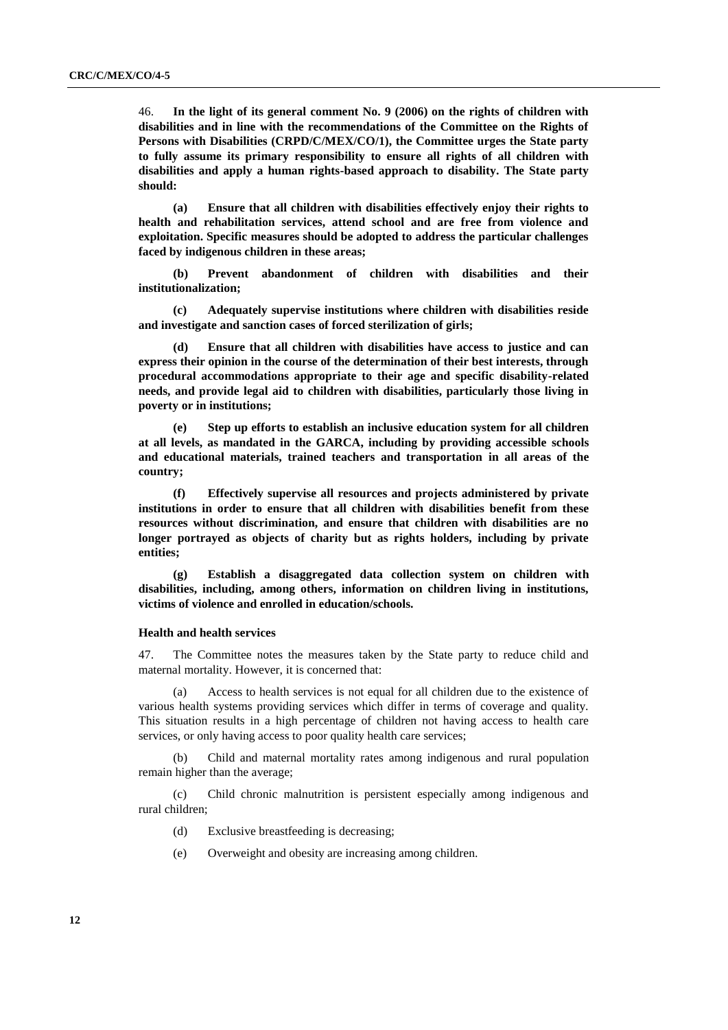46. **In the light of its general comment No. 9 (2006) on the rights of children with disabilities and in line with the recommendations of the Committee on the Rights of Persons with Disabilities (CRPD/C/MEX/CO/1), the Committee urges the State party to fully assume its primary responsibility to ensure all rights of all children with disabilities and apply a human rights-based approach to disability. The State party should:**

**(a) Ensure that all children with disabilities effectively enjoy their rights to health and rehabilitation services, attend school and are free from violence and exploitation. Specific measures should be adopted to address the particular challenges faced by indigenous children in these areas;**

**(b) Prevent abandonment of children with disabilities and their institutionalization;**

**(c) Adequately supervise institutions where children with disabilities reside and investigate and sanction cases of forced sterilization of girls;**

**(d) Ensure that all children with disabilities have access to justice and can express their opinion in the course of the determination of their best interests, through procedural accommodations appropriate to their age and specific disability-related needs, and provide legal aid to children with disabilities, particularly those living in poverty or in institutions;**

**(e) Step up efforts to establish an inclusive education system for all children at all levels, as mandated in the GARCA, including by providing accessible schools and educational materials, trained teachers and transportation in all areas of the country;**

**(f) Effectively supervise all resources and projects administered by private institutions in order to ensure that all children with disabilities benefit from these resources without discrimination, and ensure that children with disabilities are no longer portrayed as objects of charity but as rights holders, including by private entities;**

**(g) Establish a disaggregated data collection system on children with disabilities, including, among others, information on children living in institutions, victims of violence and enrolled in education/schools.**

#### Health and health services

47. The Committee notes the measures taken by the State party to reduce child and maternal mortality. However, it is concerned that:

(a) Access to health services is not equal for all children due to the existence of various health systems providing services which differ in terms of coverage and quality. This situation results in a high percentage of children not having access to health care services, or only having access to poor quality health care services;

(b) Child and maternal mortality rates among indigenous and rural population remain higher than the average;

(c) Child chronic malnutrition is persistent especially among indigenous and rural children;

(d) Exclusive breastfeeding is decreasing;

(e) Overweight and obesity are increasing among children.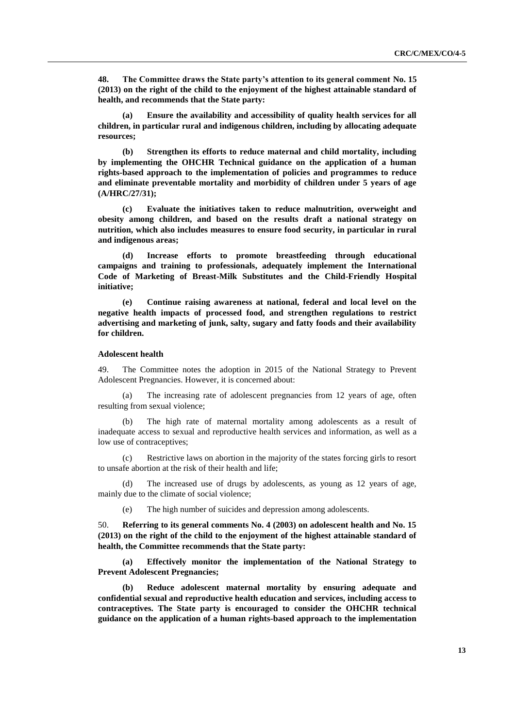**48. The Committee draws the State party's attention to its general comment No. 15 (2013) on the right of the child to the enjoyment of the highest attainable standard of health, and recommends that the State party:**

**(a) Ensure the availability and accessibility of quality health services for all children, in particular rural and indigenous children, including by allocating adequate resources;**

**(b) Strengthen its efforts to reduce maternal and child mortality, including by implementing the OHCHR Technical guidance on the application of a human rights-based approach to the implementation of policies and programmes to reduce and eliminate preventable mortality and morbidity of children under 5 years of age (A/HRC/27/31);**

**(c) Evaluate the initiatives taken to reduce malnutrition, overweight and obesity among children, and based on the results draft a national strategy on nutrition, which also includes measures to ensure food security, in particular in rural and indigenous areas;**

**(d) Increase efforts to promote breastfeeding through educational campaigns and training to professionals, adequately implement the International Code of Marketing of Breast-Milk Substitutes and the Child-Friendly Hospital initiative;**

**(e) Continue raising awareness at national, federal and local level on the negative health impacts of processed food, and strengthen regulations to restrict advertising and marketing of junk, salty, sugary and fatty foods and their availability for children.**

#### Adolescent health

49. The Committee notes the adoption in 2015 of the National Strategy to Prevent Adolescent Pregnancies. However, it is concerned about:

(a) The increasing rate of adolescent pregnancies from 12 years of age, often resulting from sexual violence;

(b) The high rate of maternal mortality among adolescents as a result of inadequate access to sexual and reproductive health services and information, as well as a low use of contraceptives;

(c) Restrictive laws on abortion in the majority of the states forcing girls to resort to unsafe abortion at the risk of their health and life;

(d) The increased use of drugs by adolescents, as young as 12 years of age, mainly due to the climate of social violence;

(e) The high number of suicides and depression among adolescents.

50. **Referring to its general comments No. 4 (2003) on adolescent health and No. 15 (2013) on the right of the child to the enjoyment of the highest attainable standard of health, the Committee recommends that the State party:**

**(a) Effectively monitor the implementation of the National Strategy to Prevent Adolescent Pregnancies;**

**(b) Reduce adolescent maternal mortality by ensuring adequate and confidential sexual and reproductive health education and services, including access to contraceptives. The State party is encouraged to consider the OHCHR technical guidance on the application of a human rights-based approach to the implementation**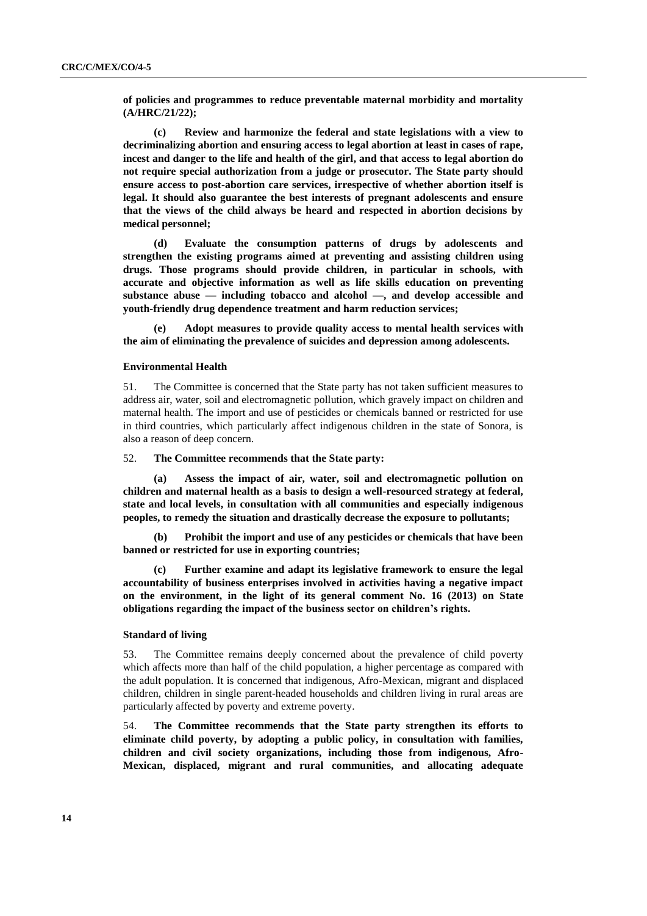**of policies and programmes to reduce preventable maternal morbidity and mortality (A/HRC/21/22);**

**(c) Review and harmonize the federal and state legislations with a view to decriminalizing abortion and ensuring access to legal abortion at least in cases of rape, incest and danger to the life and health of the girl, and that access to legal abortion do not require special authorization from a judge or prosecutor. The State party should ensure access to post-abortion care services, irrespective of whether abortion itself is legal. It should also guarantee the best interests of pregnant adolescents and ensure that the views of the child always be heard and respected in abortion decisions by medical personnel;**

**(d) Evaluate the consumption patterns of drugs by adolescents and strengthen the existing programs aimed at preventing and assisting children using drugs. Those programs should provide children, in particular in schools, with accurate and objective information as well as life skills education on preventing substance abuse — including tobacco and alcohol —, and develop accessible and youth-friendly drug dependence treatment and harm reduction services;**

**(e) Adopt measures to provide quality access to mental health services with the aim of eliminating the prevalence of suicides and depression among adolescents.**

### Environmental Health

51. The Committee is concerned that the State party has not taken sufficient measures to address air, water, soil and electromagnetic pollution, which gravely impact on children and maternal health. The import and use of pesticides or chemicals banned or restricted for use in third countries, which particularly affect indigenous children in the state of Sonora, is also a reason of deep concern.

52. **The Committee recommends that the State party:**

**(a) Assess the impact of air, water, soil and electromagnetic pollution on children and maternal health as a basis to design a well-resourced strategy at federal, state and local levels, in consultation with all communities and especially indigenous peoples, to remedy the situation and drastically decrease the exposure to pollutants;**

**(b) Prohibit the import and use of any pesticides or chemicals that have been banned or restricted for use in exporting countries;**

**(c) Further examine and adapt its legislative framework to ensure the legal accountability of business enterprises involved in activities having a negative impact on the environment, in the light of its general comment No. 16 (2013) on State obligations regarding the impact of the business sector on children's rights.**

### Standard of living

53. The Committee remains deeply concerned about the prevalence of child poverty which affects more than half of the child population, a higher percentage as compared with the adult population. It is concerned that indigenous, Afro-Mexican, migrant and displaced children, children in single parent-headed households and children living in rural areas are particularly affected by poverty and extreme poverty.

54. **The Committee recommends that the State party strengthen its efforts to eliminate child poverty, by adopting a public policy, in consultation with families, children and civil society organizations, including those from indigenous, Afro-Mexican, displaced, migrant and rural communities, and allocating adequate**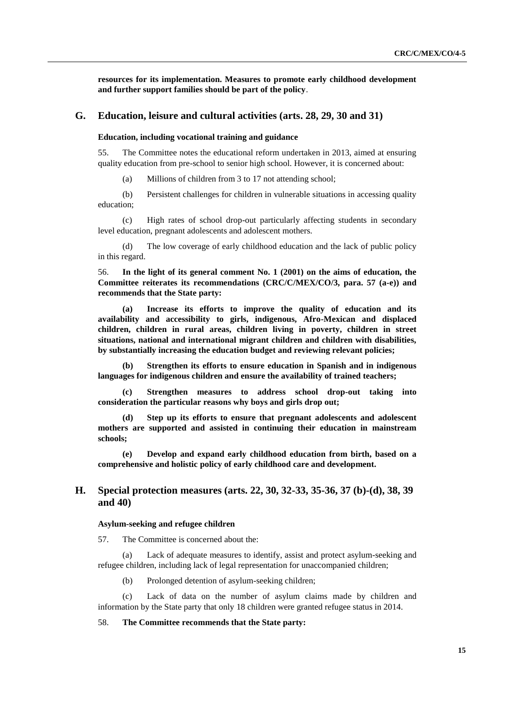**resources for its implementation. Measures to promote early childhood development and further support families should be part of the policy**.

## G. Education, leisure and cultural activities (arts. 28, 29, 30 and 31)

### Education, including vocational training and guidance

55. The Committee notes the educational reform undertaken in 2013, aimed at ensuring quality education from pre-school to senior high school. However, it is concerned about:

(a) Millions of children from 3 to 17 not attending school;

(b) Persistent challenges for children in vulnerable situations in accessing quality education;

(c) High rates of school drop-out particularly affecting students in secondary level education, pregnant adolescents and adolescent mothers.

(d) The low coverage of early childhood education and the lack of public policy in this regard.

56. **In the light of its general comment No. 1 (2001) on the aims of education, the Committee reiterates its recommendations (CRC/C/MEX/CO/3, para. 57 (a-e)) and recommends that the State party:**

**(a) Increase its efforts to improve the quality of education and its availability and accessibility to girls, indigenous, Afro-Mexican and displaced children, children in rural areas, children living in poverty, children in street situations, national and international migrant children and children with disabilities, by substantially increasing the education budget and reviewing relevant policies;**

**(b) Strengthen its efforts to ensure education in Spanish and in indigenous languages for indigenous children and ensure the availability of trained teachers;**

**(c) Strengthen measures to address school drop-out taking into consideration the particular reasons why boys and girls drop out;**

**(d) Step up its efforts to ensure that pregnant adolescents and adolescent mothers are supported and assisted in continuing their education in mainstream schools;**

**(e) Develop and expand early childhood education from birth, based on a comprehensive and holistic policy of early childhood care and development.**

## H. Special protection measures (arts. 22, 30, 32-33, 35-36, 37 (b)-(d), 38, 39 and 40)

### Asylum-seeking and refugee children

57. The Committee is concerned about the:

(a) Lack of adequate measures to identify, assist and protect asylum-seeking and refugee children, including lack of legal representation for unaccompanied children;

(b) Prolonged detention of asylum-seeking children;

(c) Lack of data on the number of asylum claims made by children and information by the State party that only 18 children were granted refugee status in 2014.

58. **The Committee recommends that the State party:**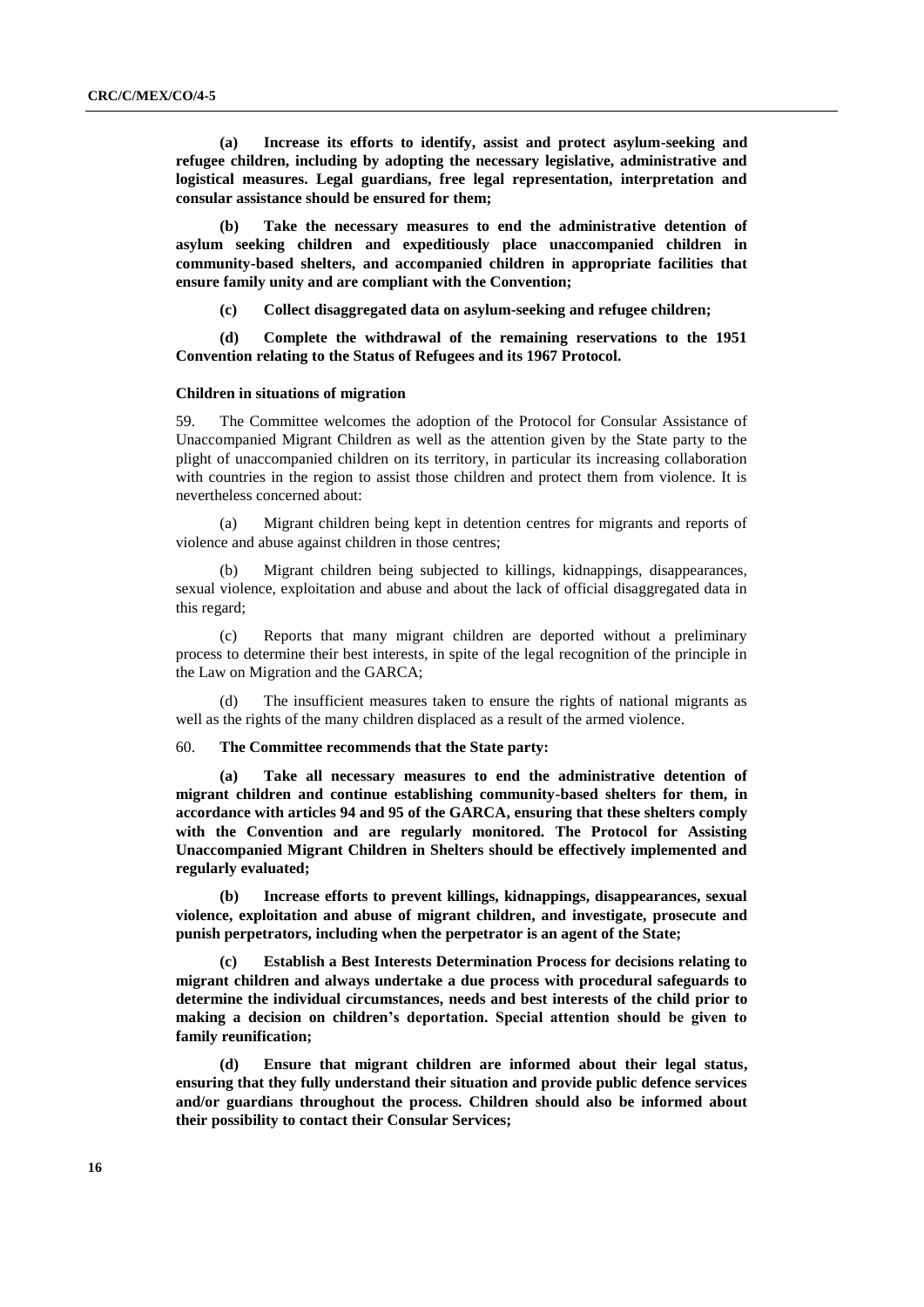**(a) Increase its efforts to identify, assist and protect asylum-seeking and refugee children, including by adopting the necessary legislative, administrative and logistical measures. Legal guardians, free legal representation, interpretation and consular assistance should be ensured for them;**

**(b) Take the necessary measures to end the administrative detention of asylum seeking children and expeditiously place unaccompanied children in community-based shelters, and accompanied children in appropriate facilities that ensure family unity and are compliant with the Convention;**

**(c) Collect disaggregated data on asylum-seeking and refugee children;**

**(d) Complete the withdrawal of the remaining reservations to the 1951 Convention relating to the Status of Refugees and its 1967 Protocol.**

#### Children in situations of migration

59. The Committee welcomes the adoption of the Protocol for Consular Assistance of Unaccompanied Migrant Children as well as the attention given by the State party to the plight of unaccompanied children on its territory, in particular its increasing collaboration with countries in the region to assist those children and protect them from violence. It is nevertheless concerned about:

(a) Migrant children being kept in detention centres for migrants and reports of violence and abuse against children in those centres;

(b) Migrant children being subjected to killings, kidnappings, disappearances, sexual violence, exploitation and abuse and about the lack of official disaggregated data in this regard;

(c) Reports that many migrant children are deported without a preliminary process to determine their best interests, in spite of the legal recognition of the principle in the Law on Migration and the GARCA;

(d) The insufficient measures taken to ensure the rights of national migrants as well as the rights of the many children displaced as a result of the armed violence.

60. **The Committee recommends that the State party:**

**(a) Take all necessary measures to end the administrative detention of migrant children and continue establishing community-based shelters for them, in accordance with articles 94 and 95 of the GARCA, ensuring that these shelters comply with the Convention and are regularly monitored. The Protocol for Assisting Unaccompanied Migrant Children in Shelters should be effectively implemented and regularly evaluated;**

**(b) Increase efforts to prevent killings, kidnappings, disappearances, sexual violence, exploitation and abuse of migrant children, and investigate, prosecute and punish perpetrators, including when the perpetrator is an agent of the State;**

**(c) Establish a Best Interests Determination Process for decisions relating to migrant children and always undertake a due process with procedural safeguards to determine the individual circumstances, needs and best interests of the child prior to making a decision on children's deportation. Special attention should be given to family reunification;**

**(d) Ensure that migrant children are informed about their legal status, ensuring that they fully understand their situation and provide public defence services and/or guardians throughout the process. Children should also be informed about their possibility to contact their Consular Services;**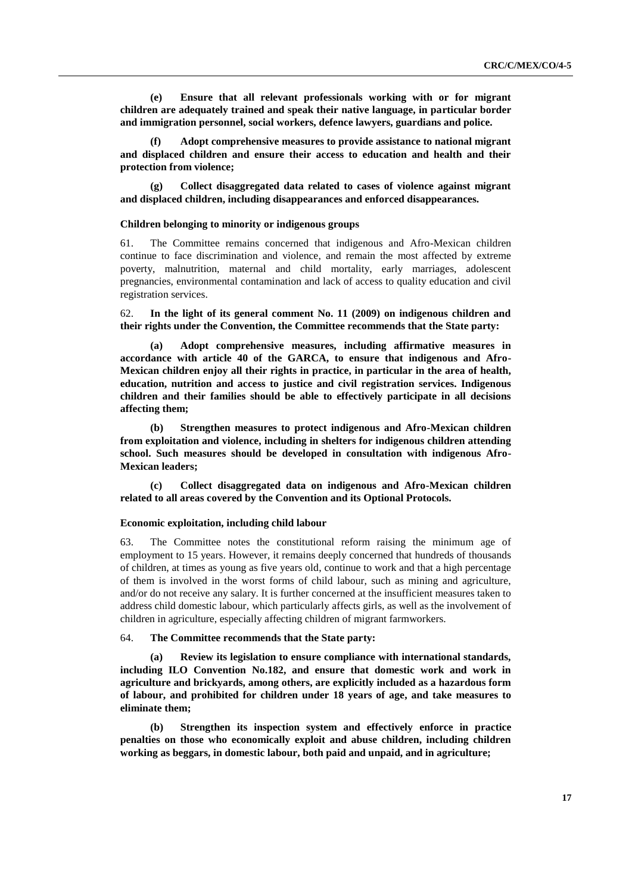**(e) Ensure that all relevant professionals working with or for migrant children are adequately trained and speak their native language, in particular border and immigration personnel, social workers, defence lawyers, guardians and police.**

**(f) Adopt comprehensive measures to provide assistance to national migrant and displaced children and ensure their access to education and health and their protection from violence;**

**(g) Collect disaggregated data related to cases of violence against migrant and displaced children, including disappearances and enforced disappearances.**

### Children belonging to minority or indigenous groups

61. The Committee remains concerned that indigenous and Afro-Mexican children continue to face discrimination and violence, and remain the most affected by extreme poverty, malnutrition, maternal and child mortality, early marriages, adolescent pregnancies, environmental contamination and lack of access to quality education and civil registration services.

62. **In the light of its general comment No. 11 (2009) on indigenous children and their rights under the Convention, the Committee recommends that the State party:**

**(a) Adopt comprehensive measures, including affirmative measures in accordance with article 40 of the GARCA, to ensure that indigenous and Afro-Mexican children enjoy all their rights in practice, in particular in the area of health, education, nutrition and access to justice and civil registration services. Indigenous children and their families should be able to effectively participate in all decisions affecting them;**

**(b) Strengthen measures to protect indigenous and Afro-Mexican children from exploitation and violence, including in shelters for indigenous children attending school. Such measures should be developed in consultation with indigenous Afro-Mexican leaders;**

**(c) Collect disaggregated data on indigenous and Afro-Mexican children related to all areas covered by the Convention and its Optional Protocols.**

### Economic exploitation, including child labour

63. The Committee notes the constitutional reform raising the minimum age of employment to 15 years. However, it remains deeply concerned that hundreds of thousands of children, at times as young as five years old, continue to work and that a high percentage of them is involved in the worst forms of child labour, such as mining and agriculture, and/or do not receive any salary. It is further concerned at the insufficient measures taken to address child domestic labour, which particularly affects girls, as well as the involvement of children in agriculture, especially affecting children of migrant farmworkers.

64. **The Committee recommends that the State party:**

**(a) Review its legislation to ensure compliance with international standards, including ILO Convention No.182, and ensure that domestic work and work in agriculture and brickyards, among others, are explicitly included as a hazardous form of labour, and prohibited for children under 18 years of age, and take measures to eliminate them;**

**(b) Strengthen its inspection system and effectively enforce in practice penalties on those who economically exploit and abuse children, including children working as beggars, in domestic labour, both paid and unpaid, and in agriculture;**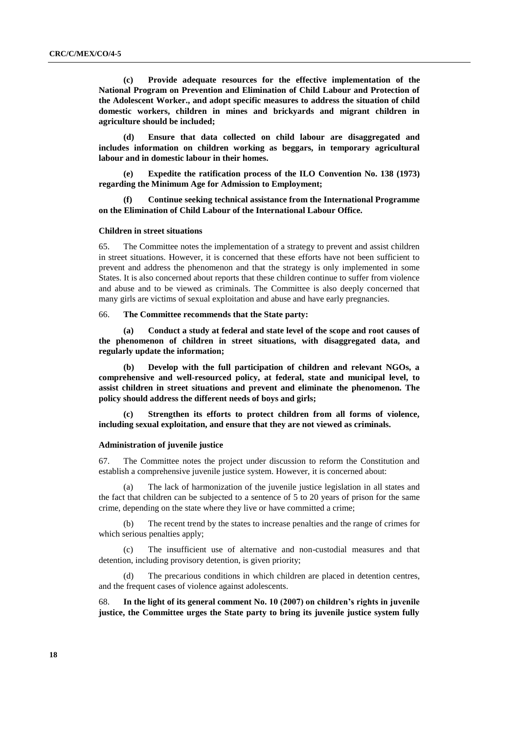**(c) Provide adequate resources for the effective implementation of the National Program on Prevention and Elimination of Child Labour and Protection of the Adolescent Worker., and adopt specific measures to address the situation of child domestic workers, children in mines and brickyards and migrant children in agriculture should be included;**

**(d) Ensure that data collected on child labour are disaggregated and includes information on children working as beggars, in temporary agricultural labour and in domestic labour in their homes.**

**(e) Expedite the ratification process of the ILO Convention No. 138 (1973) regarding the Minimum Age for Admission to Employment;**

**(f) Continue seeking technical assistance from the International Programme on the Elimination of Child Labour of the International Labour Office.**

#### Children in street situations

65. The Committee notes the implementation of a strategy to prevent and assist children in street situations. However, it is concerned that these efforts have not been sufficient to prevent and address the phenomenon and that the strategy is only implemented in some States. It is also concerned about reports that these children continue to suffer from violence and abuse and to be viewed as criminals. The Committee is also deeply concerned that many girls are victims of sexual exploitation and abuse and have early pregnancies.

66. **The Committee recommends that the State party:**

**(a) Conduct a study at federal and state level of the scope and root causes of the phenomenon of children in street situations, with disaggregated data, and regularly update the information;**

**(b) Develop with the full participation of children and relevant NGOs, a comprehensive and well-resourced policy, at federal, state and municipal level, to assist children in street situations and prevent and eliminate the phenomenon. The policy should address the different needs of boys and girls;**

**(c) Strengthen its efforts to protect children from all forms of violence, including sexual exploitation, and ensure that they are not viewed as criminals.**

#### Administration of juvenile justice

67. The Committee notes the project under discussion to reform the Constitution and establish a comprehensive juvenile justice system. However, it is concerned about:

(a) The lack of harmonization of the juvenile justice legislation in all states and the fact that children can be subjected to a sentence of 5 to 20 years of prison for the same crime, depending on the state where they live or have committed a crime;

(b) The recent trend by the states to increase penalties and the range of crimes for which serious penalties apply;

(c) The insufficient use of alternative and non-custodial measures and that detention, including provisory detention, is given priority;

(d) The precarious conditions in which children are placed in detention centres, and the frequent cases of violence against adolescents.

68. **In the light of its general comment No. 10 (2007) on children's rights in juvenile justice, the Committee urges the State party to bring its juvenile justice system fully**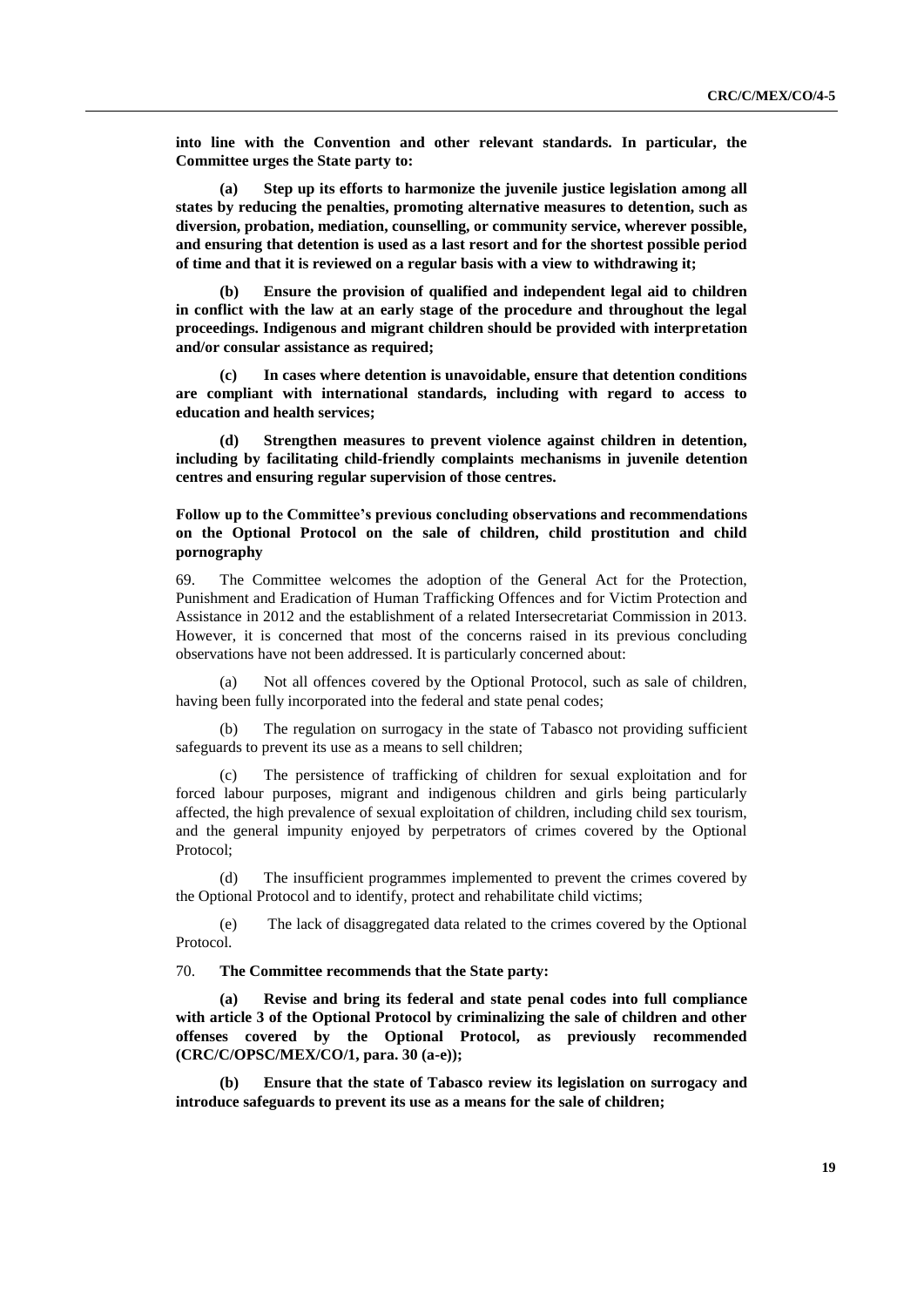**into line with the Convention and other relevant standards. In particular, the Committee urges the State party to:**

**(a) Step up its efforts to harmonize the juvenile justice legislation among all states by reducing the penalties, promoting alternative measures to detention, such as diversion, probation, mediation, counselling, or community service, wherever possible, and ensuring that detention is used as a last resort and for the shortest possible period of time and that it is reviewed on a regular basis with a view to withdrawing it;**

**(b) Ensure the provision of qualified and independent legal aid to children in conflict with the law at an early stage of the procedure and throughout the legal proceedings. Indigenous and migrant children should be provided with interpretation and/or consular assistance as required;**

**(c) In cases where detention is unavoidable, ensure that detention conditions are compliant with international standards, including with regard to access to education and health services;**

**(d) Strengthen measures to prevent violence against children in detention, including by facilitating child-friendly complaints mechanisms in juvenile detention centres and ensuring regular supervision of those centres.**

### Follow up to the Committee's previous concluding observations and recommendations on the Optional Protocol on the sale of children, child prostitution and child pornography

69. The Committee welcomes the adoption of the General Act for the Protection, Punishment and Eradication of Human Trafficking Offences and for Victim Protection and Assistance in 2012 and the establishment of a related Intersecretariat Commission in 2013. However, it is concerned that most of the concerns raised in its previous concluding observations have not been addressed. It is particularly concerned about:

(a) Not all offences covered by the Optional Protocol, such as sale of children, having been fully incorporated into the federal and state penal codes;

(b) The regulation on surrogacy in the state of Tabasco not providing sufficient safeguards to prevent its use as a means to sell children;

(c) The persistence of trafficking of children for sexual exploitation and for forced labour purposes, migrant and indigenous children and girls being particularly affected, the high prevalence of sexual exploitation of children, including child sex tourism, and the general impunity enjoyed by perpetrators of crimes covered by the Optional Protocol;

(d) The insufficient programmes implemented to prevent the crimes covered by the Optional Protocol and to identify, protect and rehabilitate child victims;

(e) The lack of disaggregated data related to the crimes covered by the Optional Protocol.

70. **The Committee recommends that the State party:**

**(a) Revise and bring its federal and state penal codes into full compliance with article 3 of the Optional Protocol by criminalizing the sale of children and other offenses covered by the Optional Protocol, as previously recommended (CRC/C/OPSC/MEX/CO/1, para. 30 (a-e));**

**(b) Ensure that the state of Tabasco review its legislation on surrogacy and introduce safeguards to prevent its use as a means for the sale of children;**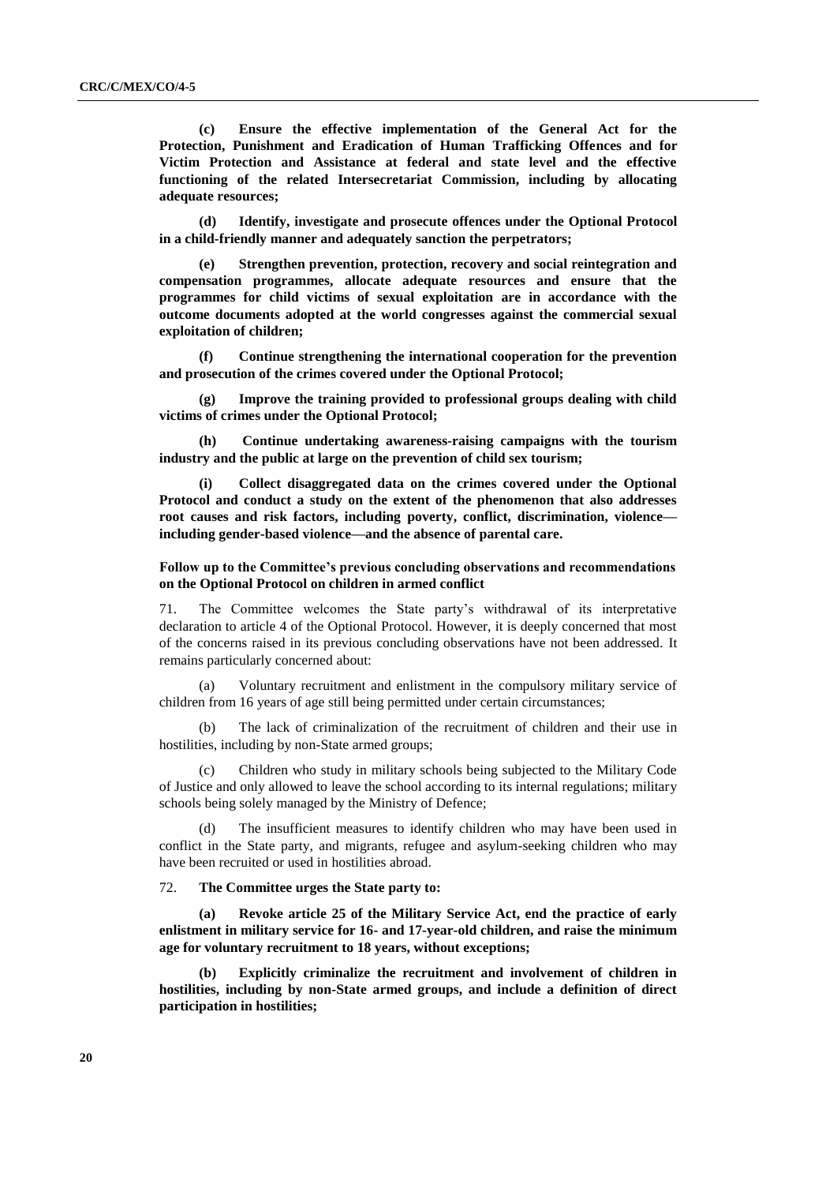**(c) Ensure the effective implementation of the General Act for the Protection, Punishment and Eradication of Human Trafficking Offences and for Victim Protection and Assistance at federal and state level and the effective functioning of the related Intersecretariat Commission, including by allocating adequate resources;**

**(d) Identify, investigate and prosecute offences under the Optional Protocol in a child-friendly manner and adequately sanction the perpetrators;**

**(e) Strengthen prevention, protection, recovery and social reintegration and compensation programmes, allocate adequate resources and ensure that the programmes for child victims of sexual exploitation are in accordance with the outcome documents adopted at the world congresses against the commercial sexual exploitation of children;**

**(f) Continue strengthening the international cooperation for the prevention and prosecution of the crimes covered under the Optional Protocol;**

**(g) Improve the training provided to professional groups dealing with child victims of crimes under the Optional Protocol;**

**(h) Continue undertaking awareness-raising campaigns with the tourism industry and the public at large on the prevention of child sex tourism;**

**(i) Collect disaggregated data on the crimes covered under the Optional Protocol and conduct a study on the extent of the phenomenon that also addresses root causes and risk factors, including poverty, conflict, discrimination, violence—including gender-based violence—and the absence of parental care.**

### Follow up to the Committee's previous concluding observations and recommendations on the Optional Protocol on children in armed conflict

71. The Committee welcomes the State party's withdrawal of its interpretative declaration to article 4 of the Optional Protocol. However, it is deeply concerned that most of the concerns raised in its previous concluding observations have not been addressed. It remains particularly concerned about:

(a) Voluntary recruitment and enlistment in the compulsory military service of children from 16 years of age still being permitted under certain circumstances;

(b) The lack of criminalization of the recruitment of children and their use in hostilities, including by non-State armed groups;

(c) Children who study in military schools being subjected to the Military Code of Justice and only allowed to leave the school according to its internal regulations; military schools being solely managed by the Ministry of Defence;

(d) The insufficient measures to identify children who may have been used in conflict in the State party, and migrants, refugee and asylum-seeking children who may have been recruited or used in hostilities abroad.

72. **The Committee urges the State party to:**

**(a) Revoke article 25 of the Military Service Act, end the practice of early enlistment in military service for 16- and 17-year-old children, and raise the minimum age for voluntary recruitment to 18 years, without exceptions;**

**(b) Explicitly criminalize the recruitment and involvement of children in hostilities, including by non-State armed groups, and include a definition of direct participation in hostilities;**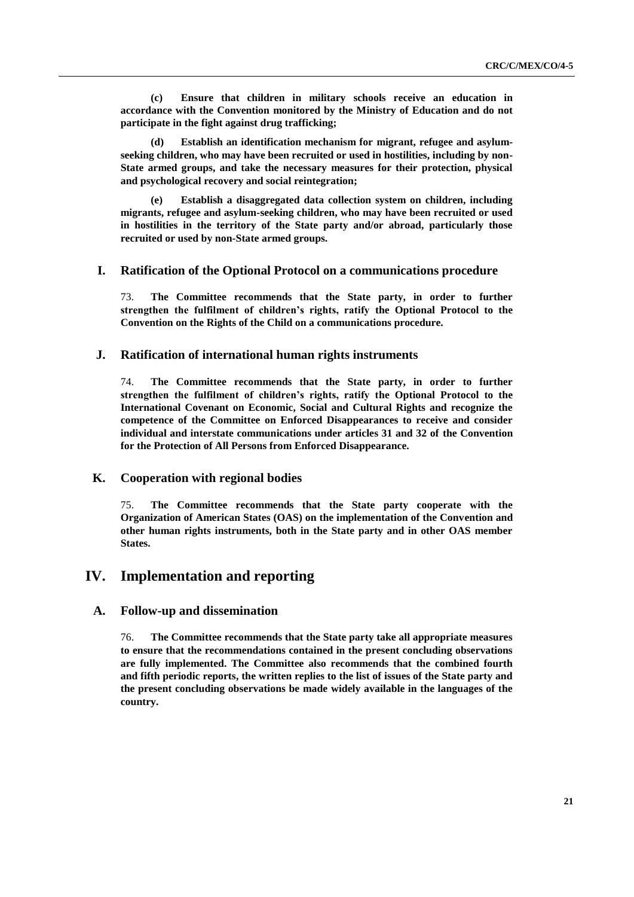**(c) Ensure that children in military schools receive an education in accordance with the Convention monitored by the Ministry of Education and do not participate in the fight against drug trafficking;**

**(d) Establish an identification mechanism for migrant, refugee and asylum-seeking children, who may have been recruited or used in hostilities, including by non-State armed groups, and take the necessary measures for their protection, physical and psychological recovery and social reintegration;**

**(e) Establish a disaggregated data collection system on children, including migrants, refugee and asylum-seeking children, who may have been recruited or used in hostilities in the territory of the State party and/or abroad, particularly those recruited or used by non-State armed groups.**

## I. Ratification of the Optional Protocol on a communications procedure

73. **The Committee recommends that the State party, in order to further strengthen the fulfilment of children's rights, ratify the Optional Protocol to the Convention on the Rights of the Child on a communications procedure.**

## J. Ratification of international human rights instruments

74. **The Committee recommends that the State party, in order to further strengthen the fulfilment of children's rights, ratify the Optional Protocol to the International Covenant on Economic, Social and Cultural Rights and recognize the competence of the Committee on Enforced Disappearances to receive and consider individual and interstate communications under articles 31 and 32 of the Convention for the Protection of All Persons from Enforced Disappearance.**

## K. Cooperation with regional bodies

75. **The Committee recommends that the State party cooperate with the Organization of American States (OAS) on the implementation of the Convention and other human rights instruments, both in the State party and in other OAS member States.**

# IV. Implementation and reporting

## A. Follow-up and dissemination

76. **The Committee recommends that the State party take all appropriate measures to ensure that the recommendations contained in the present concluding observations are fully implemented. The Committee also recommends that the combined fourth and fifth periodic reports, the written replies to the list of issues of the State party and the present concluding observations be made widely available in the languages of the country.**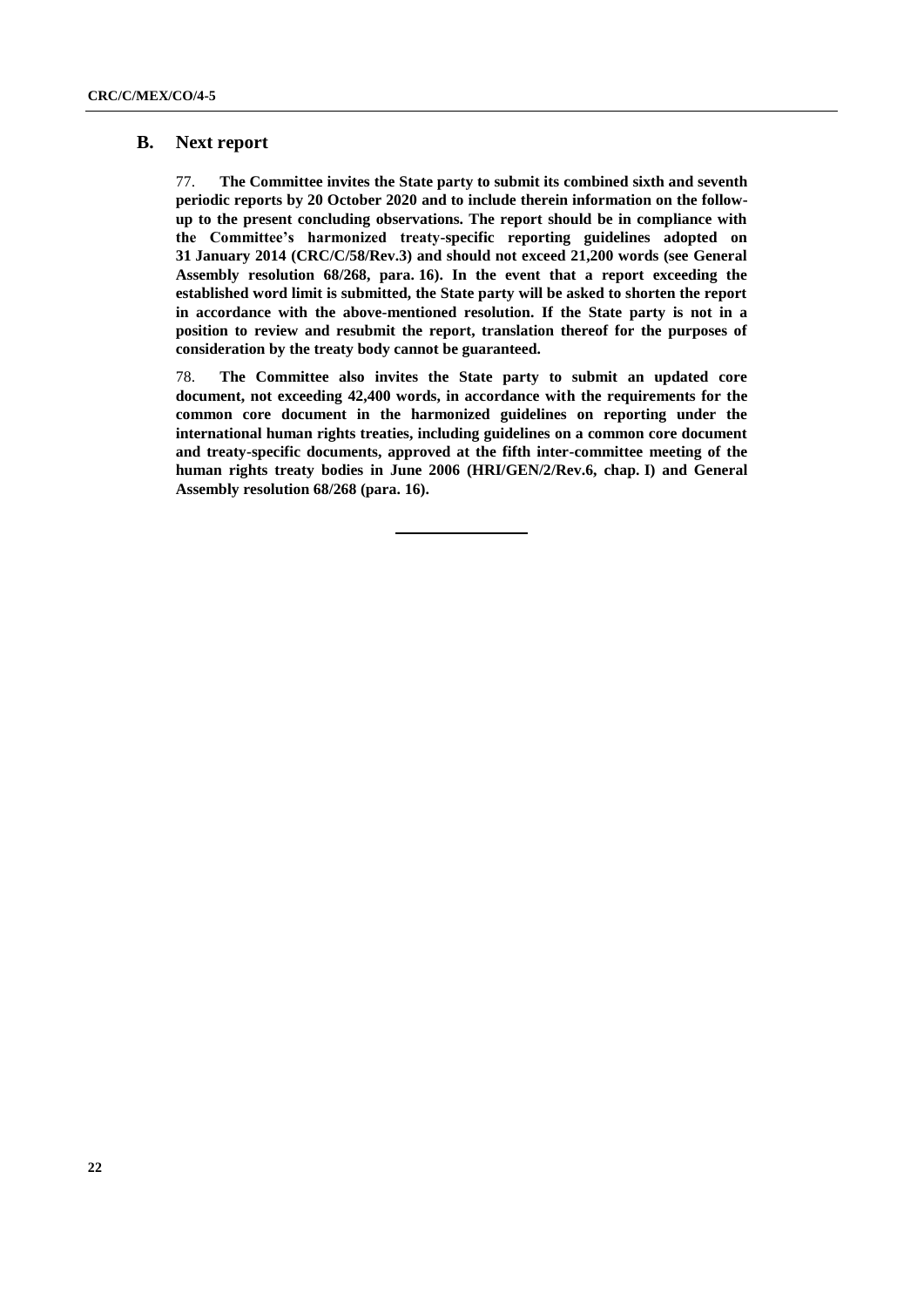## B. Next report

77. **The Committee invites the State party to submit its combined sixth and seventh periodic reports by 20 October 2020 and to include therein information on the follow-up to the present concluding observations. The report should be in compliance with the Committee's harmonized treaty-specific reporting guidelines adopted on 31 January 2014 (CRC/C/58/Rev.3) and should not exceed 21,200 words (see General Assembly resolution 68/268, para. 16). In the event that a report exceeding the established word limit is submitted, the State party will be asked to shorten the report in accordance with the above-mentioned resolution. If the State party is not in a position to review and resubmit the report, translation thereof for the purposes of consideration by the treaty body cannot be guaranteed.**

78. **The Committee also invites the State party to submit an updated core document, not exceeding 42,400 words, in accordance with the requirements for the common core document in the harmonized guidelines on reporting under the international human rights treaties, including guidelines on a common core document and treaty-specific documents, approved at the fifth inter-committee meeting of the human rights treaty bodies in June 2006 (HRI/GEN/2/Rev.6, chap. I) and General Assembly resolution 68/268 (para. 16).**